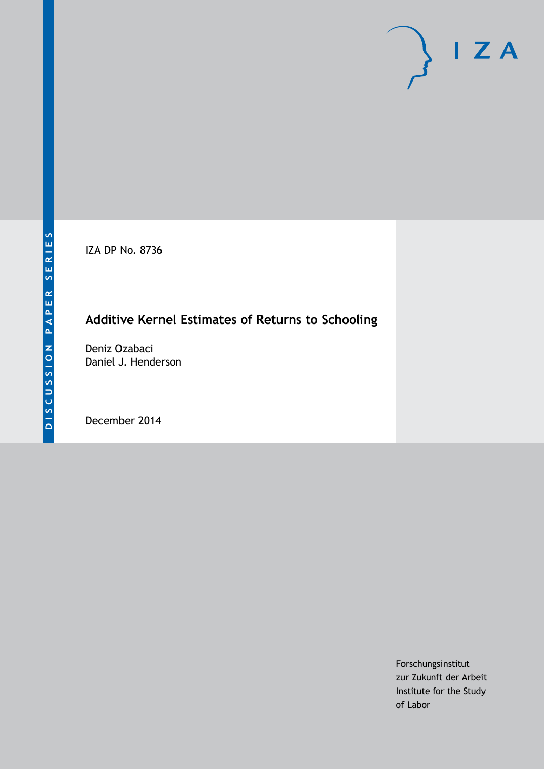DISCUSSION PAPER SERIES

IZA

IZA DP No. 8736

# Additive Kernel Estimates of Returns to Schooling

Deniz Ozabaci
Daniel J. Henderson

December 2014

Forschungsinstitut
zur Zukunft der Arbeit
Institute for the Study
of Labor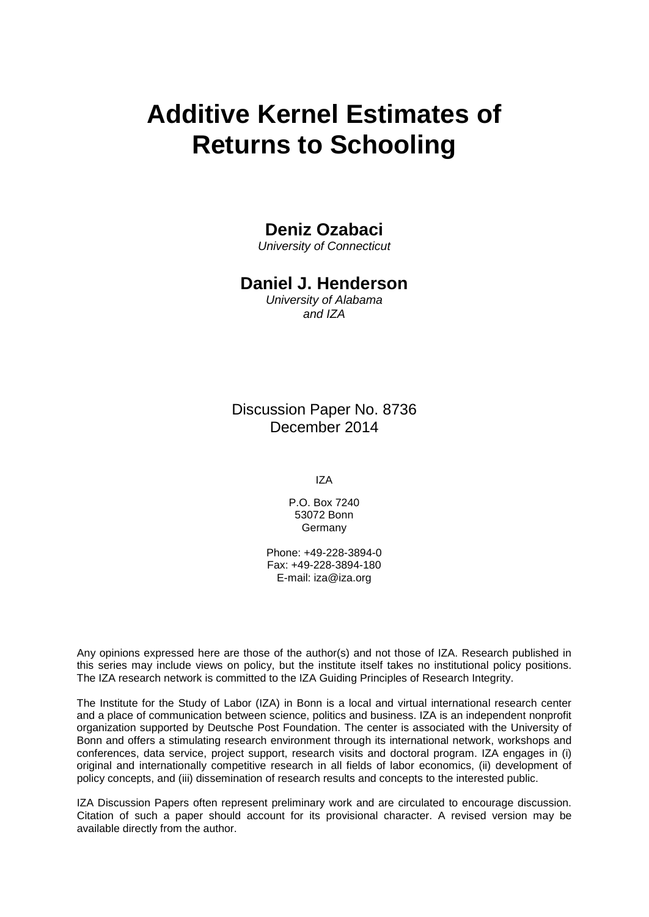# Additive Kernel Estimates of Returns to Schooling

**Deniz Ozabaci**
*University of Connecticut*

**Daniel J. Henderson**
*University of Alabama and IZA*

Discussion Paper No. 8736
December 2014

IZA

P.O. Box 7240
53072 Bonn
Germany

Phone: +49-228-3894-0
Fax: +49-228-3894-180
E-mail: iza@iza.org

Any opinions expressed here are those of the author(s) and not those of IZA. Research published in this series may include views on policy, but the institute itself takes no institutional policy positions. The IZA research network is committed to the IZA Guiding Principles of Research Integrity.

The Institute for the Study of Labor (IZA) in Bonn is a local and virtual international research center and a place of communication between science, politics and business. IZA is an independent nonprofit organization supported by Deutsche Post Foundation. The center is associated with the University of Bonn and offers a stimulating research environment through its international network, workshops and conferences, data service, project support, research visits and doctoral program. IZA engages in (i) original and internationally competitive research in all fields of labor economics, (ii) development of policy concepts, and (iii) dissemination of research results and concepts to the interested public.

IZA Discussion Papers often represent preliminary work and are circulated to encourage discussion. Citation of such a paper should account for its provisional character. A revised version may be available directly from the author.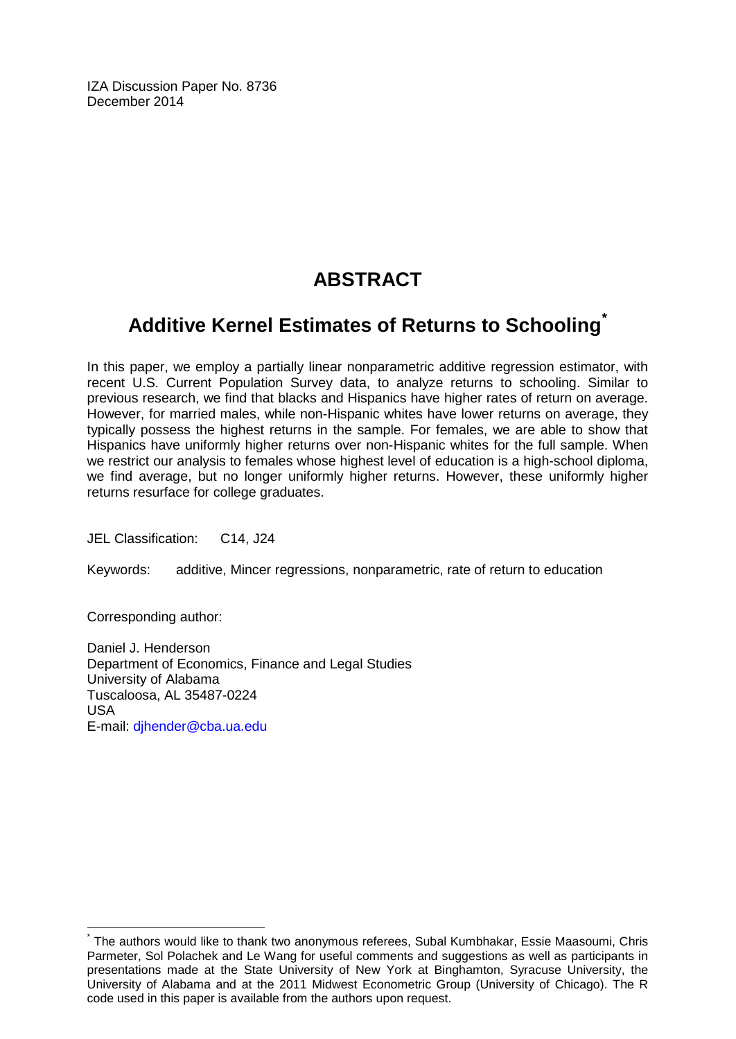IZA Discussion Paper No. 8736
December 2014

# ABSTRACT

## Additive Kernel Estimates of Returns to Schooling*

In this paper, we employ a partially linear nonparametric additive regression estimator, with recent U.S. Current Population Survey data, to analyze returns to schooling. Similar to previous research, we find that blacks and Hispanics have higher rates of return on average. However, for married males, while non-Hispanic whites have lower returns on average, they typically possess the highest returns in the sample. For females, we are able to show that Hispanics have uniformly higher returns over non-Hispanic whites for the full sample. When we restrict our analysis to females whose highest level of education is a high-school diploma, we find average, but no longer uniformly higher returns. However, these uniformly higher returns resurface for college graduates.

JEL Classification: C14, J24

Keywords: additive, Mincer regressions, nonparametric, rate of return to education

Corresponding author:

Daniel J. Henderson
Department of Economics, Finance and Legal Studies
University of Alabama
Tuscaloosa, AL 35487-0224
USA
E-mail: djhender@cba.ua.edu

---

* The authors would like to thank two anonymous referees, Subal Kumbhakar, Essie Maasoumi, Chris Parmeter, Sol Polachek and Le Wang for useful comments and suggestions as well as participants in presentations made at the State University of New York at Binghamton, Syracuse University, the University of Alabama and at the 2011 Midwest Econometric Group (University of Chicago). The R code used in this paper is available from the authors upon request.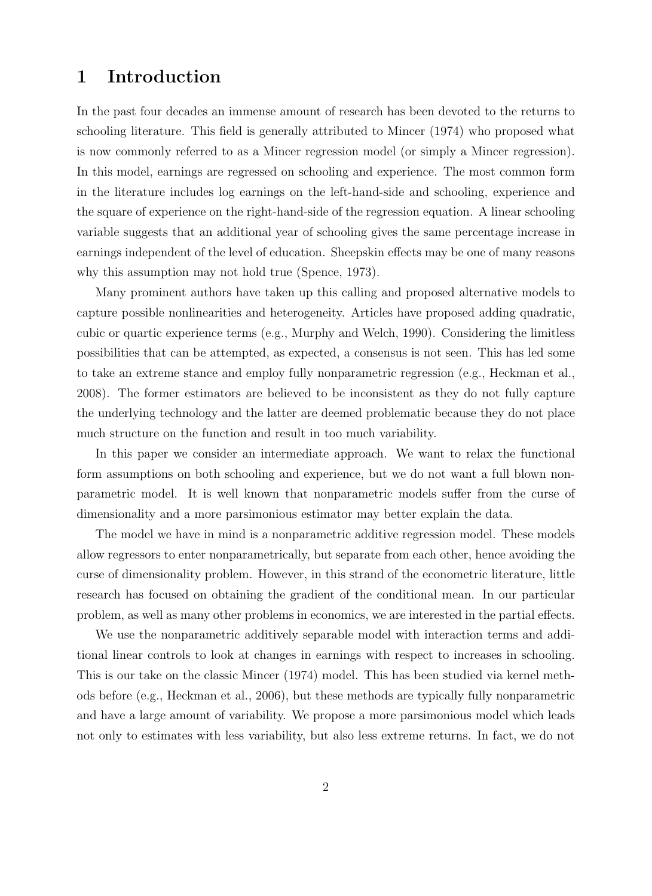# 1 Introduction

In the past four decades an immense amount of research has been devoted to the returns to schooling literature. This field is generally attributed to Mincer (1974) who proposed what is now commonly referred to as a Mincer regression model (or simply a Mincer regression). In this model, earnings are regressed on schooling and experience. The most common form in the literature includes log earnings on the left-hand-side and schooling, experience and the square of experience on the right-hand-side of the regression equation. A linear schooling variable suggests that an additional year of schooling gives the same percentage increase in earnings independent of the level of education. Sheepskin effects may be one of many reasons why this assumption may not hold true (Spence, 1973).

Many prominent authors have taken up this calling and proposed alternative models to capture possible nonlinearities and heterogeneity. Articles have proposed adding quadratic, cubic or quartic experience terms (e.g., Murphy and Welch, 1990). Considering the limitless possibilities that can be attempted, as expected, a consensus is not seen. This has led some to take an extreme stance and employ fully nonparametric regression (e.g., Heckman et al., 2008). The former estimators are believed to be inconsistent as they do not fully capture the underlying technology and the latter are deemed problematic because they do not place much structure on the function and result in too much variability.

In this paper we consider an intermediate approach. We want to relax the functional form assumptions on both schooling and experience, but we do not want a full blown nonparametric model. It is well known that nonparametric models suffer from the curse of dimensionality and a more parsimonious estimator may better explain the data.

The model we have in mind is a nonparametric additive regression model. These models allow regressors to enter nonparametrically, but separate from each other, hence avoiding the curse of dimensionality problem. However, in this strand of the econometric literature, little research has focused on obtaining the gradient of the conditional mean. In our particular problem, as well as many other problems in economics, we are interested in the partial effects.

We use the nonparametric additively separable model with interaction terms and additional linear controls to look at changes in earnings with respect to increases in schooling. This is our take on the classic Mincer (1974) model. This has been studied via kernel methods before (e.g., Heckman et al., 2006), but these methods are typically fully nonparametric and have a large amount of variability. We propose a more parsimonious model which leads not only to estimates with less variability, but also less extreme returns. In fact, we do not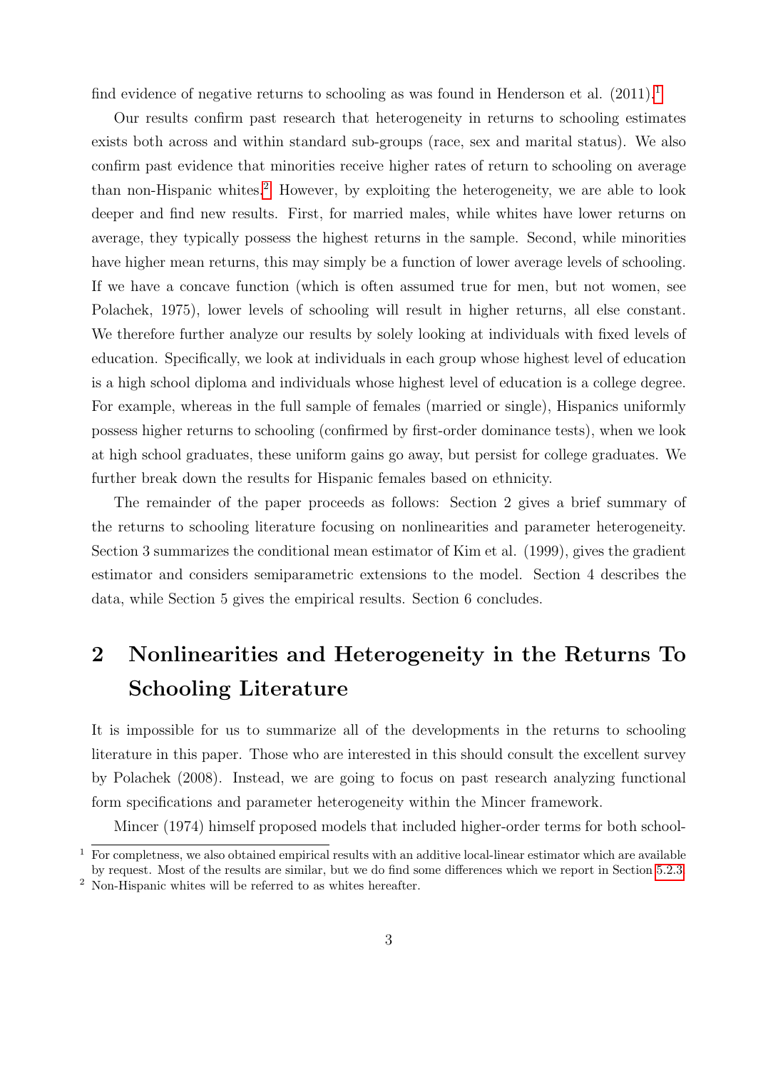find evidence of negative returns to schooling as was found in Henderson et al. (2011).[1]

Our results confirm past research that heterogeneity in returns to schooling estimates exists both across and within standard sub-groups (race, sex and marital status). We also confirm past evidence that minorities receive higher rates of return to schooling on average than non-Hispanic whites.[2] However, by exploiting the heterogeneity, we are able to look deeper and find new results. First, for married males, while whites have lower returns on average, they typically possess the highest returns in the sample. Second, while minorities have higher mean returns, this may simply be a function of lower average levels of schooling. If we have a concave function (which is often assumed true for men, but not women, see Polachek, 1975), lower levels of schooling will result in higher returns, all else constant. We therefore further analyze our results by solely looking at individuals with fixed levels of education. Specifically, we look at individuals in each group whose highest level of education is a high school diploma and individuals whose highest level of education is a college degree. For example, whereas in the full sample of females (married or single), Hispanics uniformly possess higher returns to schooling (confirmed by first-order dominance tests), when we look at high school graduates, these uniform gains go away, but persist for college graduates. We further break down the results for Hispanic females based on ethnicity.

The remainder of the paper proceeds as follows: Section 2 gives a brief summary of the returns to schooling literature focusing on nonlinearities and parameter heterogeneity. Section 3 summarizes the conditional mean estimator of Kim et al. (1999), gives the gradient estimator and considers semiparametric extensions to the model. Section 4 describes the data, while Section 5 gives the empirical results. Section 6 concludes.

# 2 Nonlinearities and Heterogeneity in the Returns To Schooling Literature

It is impossible for us to summarize all of the developments in the returns to schooling literature in this paper. Those who are interested in this should consult the excellent survey by Polachek (2008). Instead, we are going to focus on past research analyzing functional form specifications and parameter heterogeneity within the Mincer framework.

Mincer (1974) himself proposed models that included higher-order terms for both school-

---

[1] For completness, we also obtained empirical results with an additive local-linear estimator which are available by request. Most of the results are similar, but we do find some differences which we report in Section 5.2.3.

[2] Non-Hispanic whites will be referred to as whites hereafter.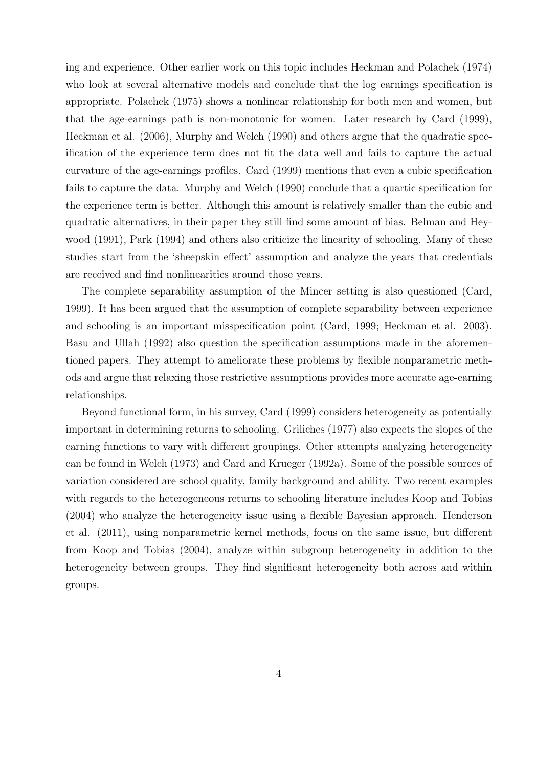ing and experience. Other earlier work on this topic includes Heckman and Polachek (1974) who look at several alternative models and conclude that the log earnings specification is appropriate. Polachek (1975) shows a nonlinear relationship for both men and women, but that the age-earnings path is non-monotonic for women. Later research by Card (1999), Heckman et al. (2006), Murphy and Welch (1990) and others argue that the quadratic specification of the experience term does not fit the data well and fails to capture the actual curvature of the age-earnings profiles. Card (1999) mentions that even a cubic specification fails to capture the data. Murphy and Welch (1990) conclude that a quartic specification for the experience term is better. Although this amount is relatively smaller than the cubic and quadratic alternatives, in their paper they still find some amount of bias. Belman and Heywood (1991), Park (1994) and others also criticize the linearity of schooling. Many of these studies start from the 'sheepskin effect' assumption and analyze the years that credentials are received and find nonlinearities around those years.

The complete separability assumption of the Mincer setting is also questioned (Card, 1999). It has been argued that the assumption of complete separability between experience and schooling is an important misspecification point (Card, 1999; Heckman et al. 2003). Basu and Ullah (1992) also question the specification assumptions made in the aforementioned papers. They attempt to ameliorate these problems by flexible nonparametric methods and argue that relaxing those restrictive assumptions provides more accurate age-earning relationships.

Beyond functional form, in his survey, Card (1999) considers heterogeneity as potentially important in determining returns to schooling. Griliches (1977) also expects the slopes of the earning functions to vary with different groupings. Other attempts analyzing heterogeneity can be found in Welch (1973) and Card and Krueger (1992a). Some of the possible sources of variation considered are school quality, family background and ability. Two recent examples with regards to the heterogeneous returns to schooling literature includes Koop and Tobias (2004) who analyze the heterogeneity issue using a flexible Bayesian approach. Henderson et al. (2011), using nonparametric kernel methods, focus on the same issue, but different from Koop and Tobias (2004), analyze within subgroup heterogeneity in addition to the heterogeneity between groups. They find significant heterogeneity both across and within groups.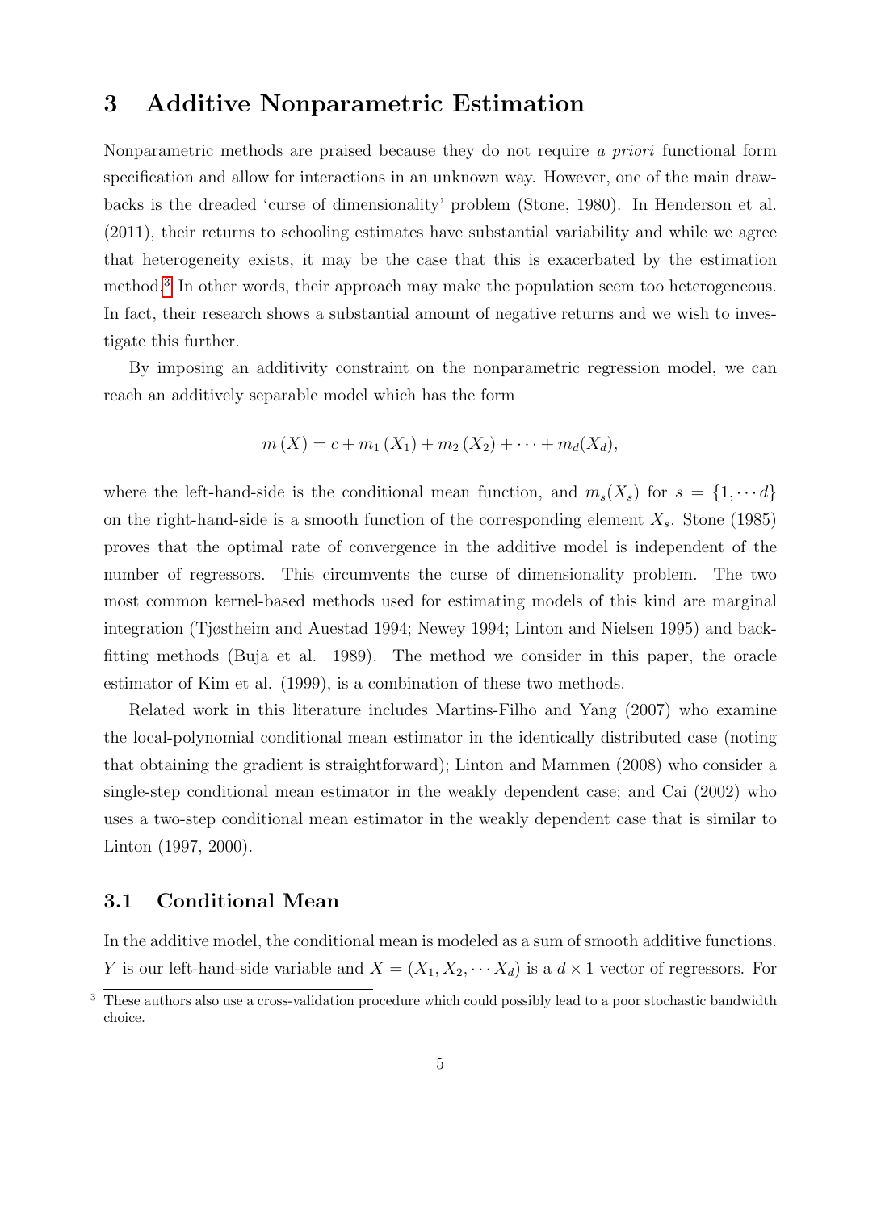## 3 Additive Nonparametric Estimation

Nonparametric methods are praised because they do not require *a priori* functional form specification and allow for interactions in an unknown way. However, one of the main drawbacks is the dreaded 'curse of dimensionality' problem (Stone, 1980). In Henderson et al. (2011), their returns to schooling estimates have substantial variability and while we agree that heterogeneity exists, it may be the case that this is exacerbated by the estimation method.[3] In other words, their approach may make the population seem too heterogeneous. In fact, their research shows a substantial amount of negative returns and we wish to investigate this further.

By imposing an additivity constraint on the nonparametric regression model, we can reach an additively separable model which has the form

$$m(X) = c + m_1(X_1) + m_2(X_2) + \cdots + m_d(X_d),$$

where the left-hand-side is the conditional mean function, and $m_s(X_s)$ for $s = \{1, \cdots d\}$ on the right-hand-side is a smooth function of the corresponding element $X_s$. Stone (1985) proves that the optimal rate of convergence in the additive model is independent of the number of regressors. This circumvents the curse of dimensionality problem. The two most common kernel-based methods used for estimating models of this kind are marginal integration (Tjøstheim and Auestad 1994; Newey 1994; Linton and Nielsen 1995) and backfitting methods (Buja et al. 1989). The method we consider in this paper, the oracle estimator of Kim et al. (1999), is a combination of these two methods.

Related work in this literature includes Martins-Filho and Yang (2007) who examine the local-polynomial conditional mean estimator in the identically distributed case (noting that obtaining the gradient is straightforward); Linton and Mammen (2008) who consider a single-step conditional mean estimator in the weakly dependent case; and Cai (2002) who uses a two-step conditional mean estimator in the weakly dependent case that is similar to Linton (1997, 2000).

### 3.1 Conditional Mean

In the additive model, the conditional mean is modeled as a sum of smooth additive functions. $Y$ is our left-hand-side variable and $X = (X_1, X_2, \cdots X_d)$ is a $d \times 1$ vector of regressors. For

[3] These authors also use a cross-validation procedure which could possibly lead to a poor stochastic bandwidth choice.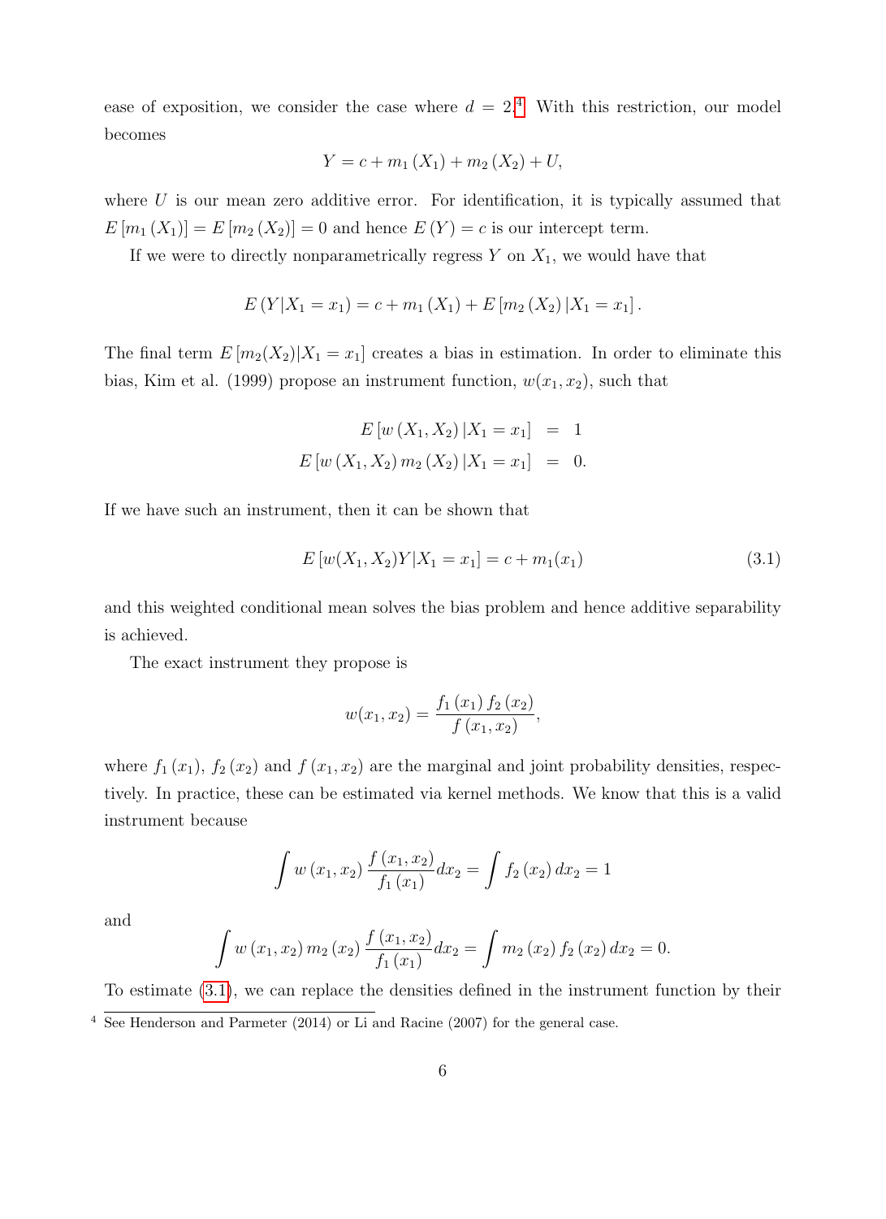ease of exposition, we consider the case where $d = 2$.[4] With this restriction, our model becomes

$$Y = c + m_1(X_1) + m_2(X_2) + U,$$

where $U$ is our mean zero additive error. For identification, it is typically assumed that $E[m_1(X_1)] = E[m_2(X_2)] = 0$ and hence $E(Y) = c$ is our intercept term.

If we were to directly nonparametrically regress $Y$ on $X_1$, we would have that

$$E(Y|X_1 = x_1) = c + m_1(X_1) + E[m_2(X_2)|X_1 = x_1].$$

The final term $E[m_2(X_2)|X_1 = x_1]$ creates a bias in estimation. In order to eliminate this bias, Kim et al. (1999) propose an instrument function, $w(x_1, x_2)$, such that

$$\begin{aligned} E[w(X_1, X_2)|X_1 = x_1] &= 1 \\ E[w(X_1, X_2)m_2(X_2)|X_1 = x_1] &= 0. \end{aligned}$$

If we have such an instrument, then it can be shown that

$$E[w(X_1, X_2)Y|X_1 = x_1] = c + m_1(x_1) \tag{3.1}$$

and this weighted conditional mean solves the bias problem and hence additive separability is achieved.

The exact instrument they propose is

$$w(x_1, x_2) = \frac{f_1(x_1) f_2(x_2)}{f(x_1, x_2)},$$

where $f_1(x_1)$, $f_2(x_2)$ and $f(x_1, x_2)$ are the marginal and joint probability densities, respectively. In practice, these can be estimated via kernel methods. We know that this is a valid instrument because

$$\int w(x_1, x_2) \frac{f(x_1, x_2)}{f_1(x_1)} dx_2 = \int f_2(x_2) dx_2 = 1$$

and

$$\int w(x_1, x_2) m_2(x_2) \frac{f(x_1, x_2)}{f_1(x_1)} dx_2 = \int m_2(x_2) f_2(x_2) dx_2 = 0.$$

To estimate (3.1), we can replace the densities defined in the instrument function by their

[4] See Henderson and Parmeter (2014) or Li and Racine (2007) for the general case.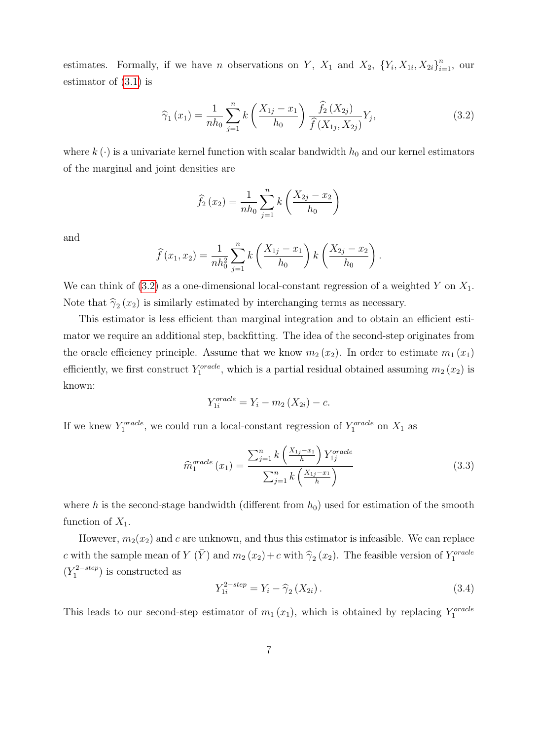estimates. Formally, if we have $n$ observations on $Y$, $X_1$ and $X_2$, $\{Y_i, X_{1i}, X_{2i}\}_{i=1}^n$, our estimator of (3.1) is

$$\widehat{\gamma}_1(x_1) = \frac{1}{nh_0}\sum_{j=1}^{n} k\left(\frac{X_{1j}-x_1}{h_0}\right)\frac{\widehat{f}_2(X_{2j})}{\widehat{f}(X_{1j}, X_{2j})}Y_j, \tag{3.2}$$

where $k(\cdot)$ is a univariate kernel function with scalar bandwidth $h_0$ and our kernel estimators of the marginal and joint densities are

$$\widehat{f}_2(x_2) = \frac{1}{nh_0}\sum_{j=1}^{n} k\left(\frac{X_{2j}-x_2}{h_0}\right)$$

and

$$\widehat{f}(x_1, x_2) = \frac{1}{nh_0^2}\sum_{j=1}^{n} k\left(\frac{X_{1j}-x_1}{h_0}\right)k\left(\frac{X_{2j}-x_2}{h_0}\right).$$

We can think of (3.2) as a one-dimensional local-constant regression of a weighted $Y$ on $X_1$. Note that $\widehat{\gamma}_2(x_2)$ is similarly estimated by interchanging terms as necessary.

This estimator is less efficient than marginal integration and to obtain an efficient estimator we require an additional step, backfitting. The idea of the second-step originates from the oracle efficiency principle. Assume that we know $m_2(x_2)$. In order to estimate $m_1(x_1)$ efficiently, we first construct $Y_1^{oracle}$, which is a partial residual obtained assuming $m_2(x_2)$ is known:

$$Y_{1i}^{oracle} = Y_i - m_2(X_{2i}) - c.$$

If we knew $Y_1^{oracle}$, we could run a local-constant regression of $Y_1^{oracle}$ on $X_1$ as

$$\widehat{m}_1^{oracle}(x_1) = \frac{\sum_{j=1}^{n} k\left(\frac{X_{1j}-x_1}{h}\right)Y_{1j}^{oracle}}{\sum_{j=1}^{n} k\left(\frac{X_{1j}-x_1}{h}\right)} \tag{3.3}$$

where $h$ is the second-stage bandwidth (different from $h_0$) used for estimation of the smooth function of $X_1$.

However, $m_2(x_2)$ and $c$ are unknown, and thus this estimator is infeasible. We can replace $c$ with the sample mean of $Y$ ($\bar{Y}$) and $m_2(x_2)+c$ with $\widehat{\gamma}_2(x_2)$. The feasible version of $Y_1^{oracle}$ ($Y_1^{2-step}$) is constructed as

$$Y_{1i}^{2-step} = Y_i - \widehat{\gamma}_2(X_{2i}). \tag{3.4}$$

This leads to our second-step estimator of $m_1(x_1)$, which is obtained by replacing $Y_1^{oracle}$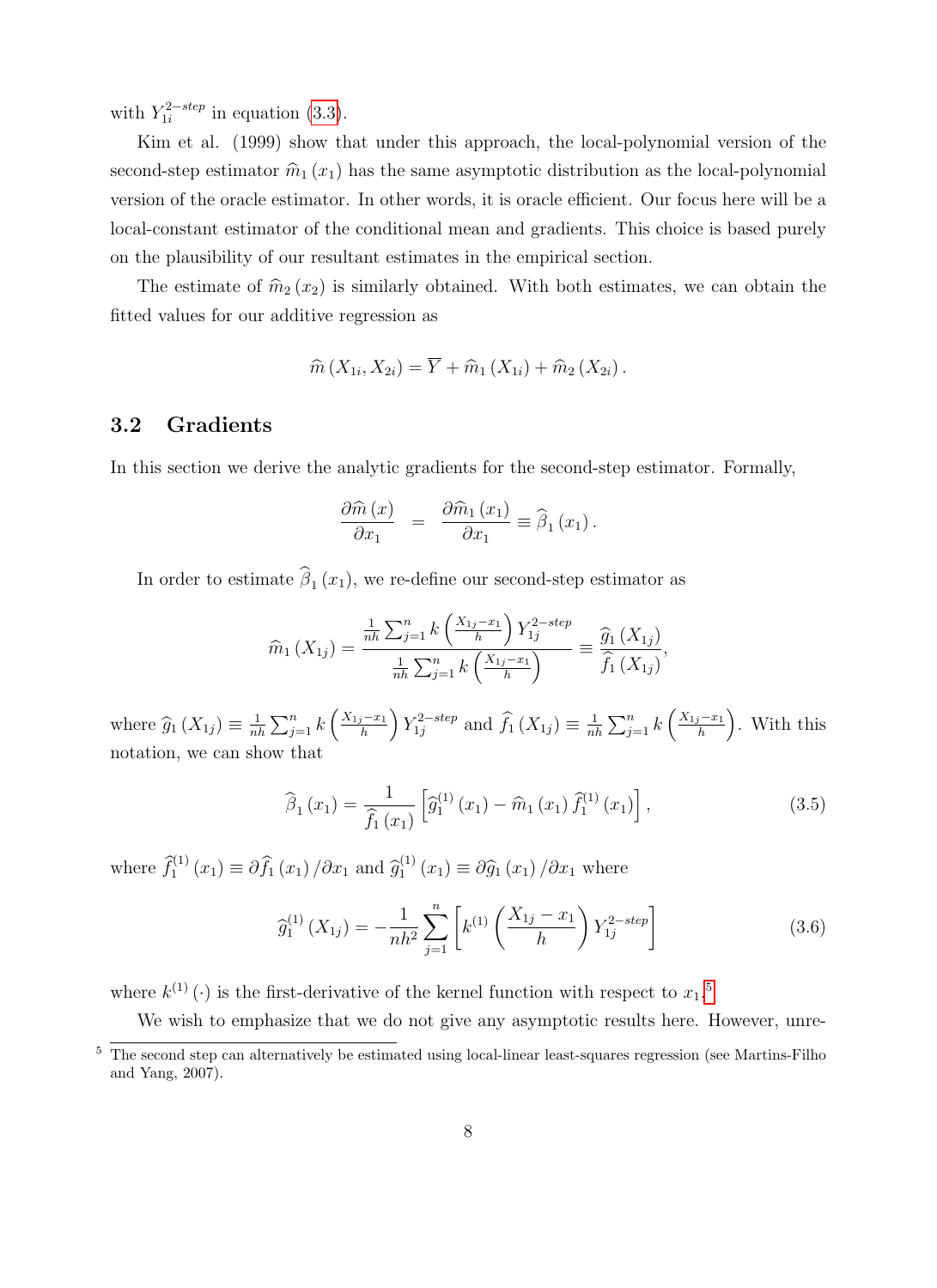with $Y_{1i}^{2-step}$ in equation (3.3).

Kim et al. (1999) show that under this approach, the local-polynomial version of the second-step estimator $\widehat{m}_1(x_1)$ has the same asymptotic distribution as the local-polynomial version of the oracle estimator. In other words, it is oracle efficient. Our focus here will be a local-constant estimator of the conditional mean and gradients. This choice is based purely on the plausibility of our resultant estimates in the empirical section.

The estimate of $\widehat{m}_2(x_2)$ is similarly obtained. With both estimates, we can obtain the fitted values for our additive regression as

$$\widehat{m}(X_{1i}, X_{2i}) = \overline{Y} + \widehat{m}_1(X_{1i}) + \widehat{m}_2(X_{2i}).$$

## 3.2 Gradients

In this section we derive the analytic gradients for the second-step estimator. Formally,

$$\frac{\partial \widehat{m}(x)}{\partial x_1} = \frac{\partial \widehat{m}_1(x_1)}{\partial x_1} \equiv \widehat{\beta}_1(x_1).$$

In order to estimate $\widehat{\beta}_1(x_1)$, we re-define our second-step estimator as

$$\widehat{m}_1(X_{1j}) = \frac{\frac{1}{nh}\sum_{j=1}^{n} k\left(\frac{X_{1j}-x_1}{h}\right) Y_{1j}^{2-step}}{\frac{1}{nh}\sum_{j=1}^{n} k\left(\frac{X_{1j}-x_1}{h}\right)} \equiv \frac{\widehat{g}_1(X_{1j})}{\widehat{f}_1(X_{1j})},$$

where $\widehat{g}_1(X_{1j}) \equiv \frac{1}{nh}\sum_{j=1}^{n} k\left(\frac{X_{1j}-x_1}{h}\right) Y_{1j}^{2-step}$ and $\widehat{f}_1(X_{1j}) \equiv \frac{1}{nh}\sum_{j=1}^{n} k\left(\frac{X_{1j}-x_1}{h}\right)$. With this notation, we can show that

$$\widehat{\beta}_1(x_1) = \frac{1}{\widehat{f}_1(x_1)}\left[\widehat{g}_1^{(1)}(x_1) - \widehat{m}_1(x_1)\widehat{f}_1^{(1)}(x_1)\right], \tag{3.5}$$

where $\widehat{f}_1^{(1)}(x_1) \equiv \partial \widehat{f}_1(x_1)/\partial x_1$ and $\widehat{g}_1^{(1)}(x_1) \equiv \partial \widehat{g}_1(x_1)/\partial x_1$ where

$$\widehat{g}_1^{(1)}(X_{1j}) = -\frac{1}{nh^2}\sum_{j=1}^{n}\left[k^{(1)}\left(\frac{X_{1j}-x_1}{h}\right) Y_{1j}^{2-step}\right] \tag{3.6}$$

where $k^{(1)}(\cdot)$ is the first-derivative of the kernel function with respect to $x_1$.[5]

We wish to emphasize that we do not give any asymptotic results here. However, unre-

[5] The second step can alternatively be estimated using local-linear least-squares regression (see Martins-Filho and Yang, 2007).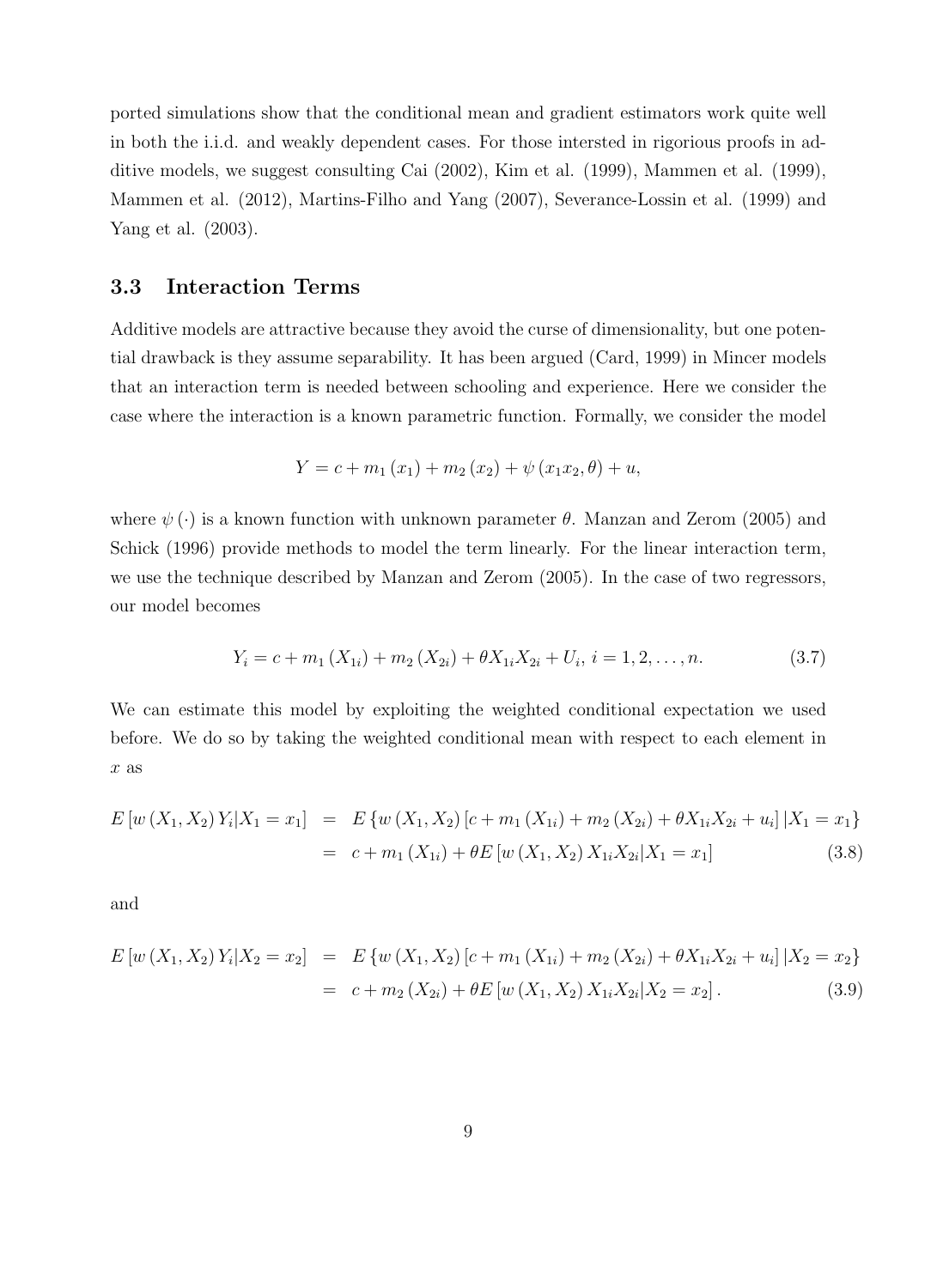ported simulations show that the conditional mean and gradient estimators work quite well in both the i.i.d. and weakly dependent cases. For those intersted in rigorous proofs in additive models, we suggest consulting Cai (2002), Kim et al. (1999), Mammen et al. (1999), Mammen et al. (2012), Martins-Filho and Yang (2007), Severance-Lossin et al. (1999) and Yang et al. (2003).

## 3.3 Interaction Terms

Additive models are attractive because they avoid the curse of dimensionality, but one potential drawback is they assume separability. It has been argued (Card, 1999) in Mincer models that an interaction term is needed between schooling and experience. Here we consider the case where the interaction is a known parametric function. Formally, we consider the model

$$Y = c + m_1(x_1) + m_2(x_2) + \psi(x_1 x_2, \theta) + u,$$

where $\psi(\cdot)$ is a known function with unknown parameter $\theta$. Manzan and Zerom (2005) and Schick (1996) provide methods to model the term linearly. For the linear interaction term, we use the technique described by Manzan and Zerom (2005). In the case of two regressors, our model becomes

$$Y_i = c + m_1(X_{1i}) + m_2(X_{2i}) + \theta X_{1i} X_{2i} + U_i,\ i = 1, 2, \ldots, n. \tag{3.7}$$

We can estimate this model by exploiting the weighted conditional expectation we used before. We do so by taking the weighted conditional mean with respect to each element in $x$ as

$$\begin{aligned} E\left[w(X_1, X_2) Y_i | X_1 = x_1\right] &= E\left\{w(X_1, X_2)\left[c + m_1(X_{1i}) + m_2(X_{2i}) + \theta X_{1i} X_{2i} + u_i\right] | X_1 = x_1\right\} \\ &= c + m_1(X_{1i}) + \theta E\left[w(X_1, X_2) X_{1i} X_{2i} | X_1 = x_1\right] \end{aligned} \tag{3.8}$$

and

$$\begin{aligned} E\left[w(X_1, X_2) Y_i | X_2 = x_2\right] &= E\left\{w(X_1, X_2)\left[c + m_1(X_{1i}) + m_2(X_{2i}) + \theta X_{1i} X_{2i} + u_i\right] | X_2 = x_2\right\} \\ &= c + m_2(X_{2i}) + \theta E\left[w(X_1, X_2) X_{1i} X_{2i} | X_2 = x_2\right]. \end{aligned} \tag{3.9}$$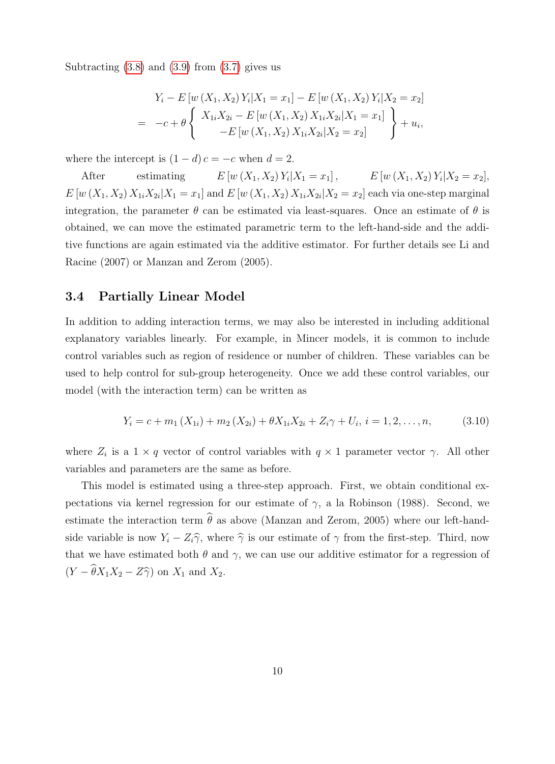Subtracting (3.8) and (3.9) from (3.7) gives us

$$
\begin{aligned}
& Y_i - E\left[w\left(X_1, X_2\right) Y_i | X_1 = x_1\right] - E\left[w\left(X_1, X_2\right) Y_i | X_2 = x_2\right] \\
= \quad & -c + \theta \left\{ \begin{array}{c} X_{1i} X_{2i} - E\left[w\left(X_1, X_2\right) X_{1i} X_{2i} | X_1 = x_1\right] \\ -E\left[w\left(X_1, X_2\right) X_{1i} X_{2i} | X_2 = x_2\right] \end{array} \right\} + u_i,
\end{aligned}
$$

where the intercept is $(1-d)\,c = -c$ when $d = 2$.

After estimating $E\left[w\left(X_1, X_2\right) Y_i | X_1 = x_1\right]$, $E\left[w\left(X_1, X_2\right) Y_i | X_2 = x_2\right]$, $E\left[w\left(X_1, X_2\right) X_{1i} X_{2i} | X_1 = x_1\right]$ and $E\left[w\left(X_1, X_2\right) X_{1i} X_{2i} | X_2 = x_2\right]$ each via one-step marginal integration, the parameter $\theta$ can be estimated via least-squares. Once an estimate of $\theta$ is obtained, we can move the estimated parametric term to the left-hand-side and the additive functions are again estimated via the additive estimator. For further details see Li and Racine (2007) or Manzan and Zerom (2005).

## 3.4 Partially Linear Model

In addition to adding interaction terms, we may also be interested in including additional explanatory variables linearly. For example, in Mincer models, it is common to include control variables such as region of residence or number of children. These variables can be used to help control for sub-group heterogeneity. Once we add these control variables, our model (with the interaction term) can be written as

$$
Y_i = c + m_1\left(X_{1i}\right) + m_2\left(X_{2i}\right) + \theta X_{1i} X_{2i} + Z_i \gamma + U_i,\ i = 1, 2, \ldots, n, \tag{3.10}
$$

where $Z_i$ is a $1 \times q$ vector of control variables with $q \times 1$ parameter vector $\gamma$. All other variables and parameters are the same as before.

This model is estimated using a three-step approach. First, we obtain conditional expectations via kernel regression for our estimate of $\gamma$, a la Robinson (1988). Second, we estimate the interaction term $\widehat{\theta}$ as above (Manzan and Zerom, 2005) where our left-hand-side variable is now $Y_i - Z_i \widehat{\gamma}$, where $\widehat{\gamma}$ is our estimate of $\gamma$ from the first-step. Third, now that we have estimated both $\theta$ and $\gamma$, we can use our additive estimator for a regression of $(Y - \widehat{\theta} X_1 X_2 - Z\widehat{\gamma})$ on $X_1$ and $X_2$.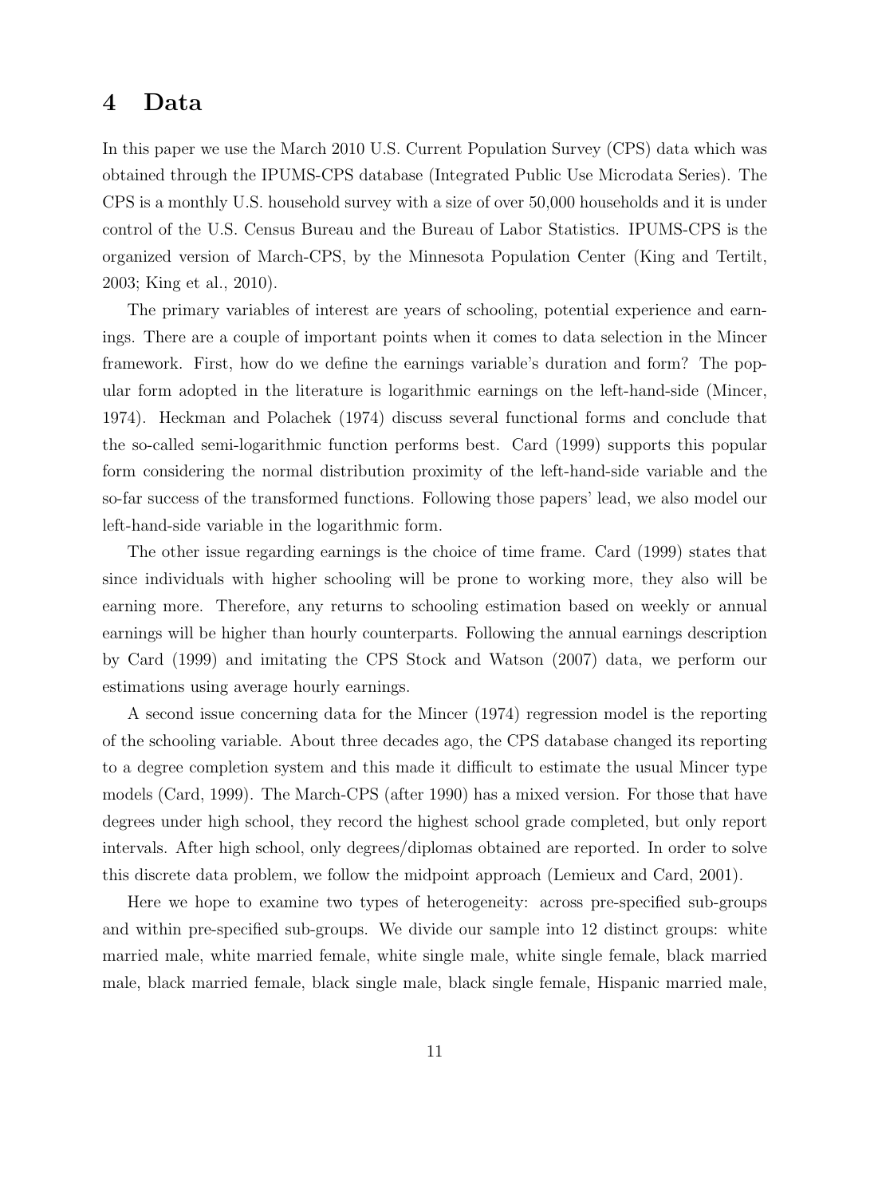# 4 Data

In this paper we use the March 2010 U.S. Current Population Survey (CPS) data which was obtained through the IPUMS-CPS database (Integrated Public Use Microdata Series). The CPS is a monthly U.S. household survey with a size of over 50,000 households and it is under control of the U.S. Census Bureau and the Bureau of Labor Statistics. IPUMS-CPS is the organized version of March-CPS, by the Minnesota Population Center (King and Tertilt, 2003; King et al., 2010).

The primary variables of interest are years of schooling, potential experience and earnings. There are a couple of important points when it comes to data selection in the Mincer framework. First, how do we define the earnings variable's duration and form? The popular form adopted in the literature is logarithmic earnings on the left-hand-side (Mincer, 1974). Heckman and Polachek (1974) discuss several functional forms and conclude that the so-called semi-logarithmic function performs best. Card (1999) supports this popular form considering the normal distribution proximity of the left-hand-side variable and the so-far success of the transformed functions. Following those papers' lead, we also model our left-hand-side variable in the logarithmic form.

The other issue regarding earnings is the choice of time frame. Card (1999) states that since individuals with higher schooling will be prone to working more, they also will be earning more. Therefore, any returns to schooling estimation based on weekly or annual earnings will be higher than hourly counterparts. Following the annual earnings description by Card (1999) and imitating the CPS Stock and Watson (2007) data, we perform our estimations using average hourly earnings.

A second issue concerning data for the Mincer (1974) regression model is the reporting of the schooling variable. About three decades ago, the CPS database changed its reporting to a degree completion system and this made it difficult to estimate the usual Mincer type models (Card, 1999). The March-CPS (after 1990) has a mixed version. For those that have degrees under high school, they record the highest school grade completed, but only report intervals. After high school, only degrees/diplomas obtained are reported. In order to solve this discrete data problem, we follow the midpoint approach (Lemieux and Card, 2001).

Here we hope to examine two types of heterogeneity: across pre-specified sub-groups and within pre-specified sub-groups. We divide our sample into 12 distinct groups: white married male, white married female, white single male, white single female, black married male, black married female, black single male, black single female, Hispanic married male,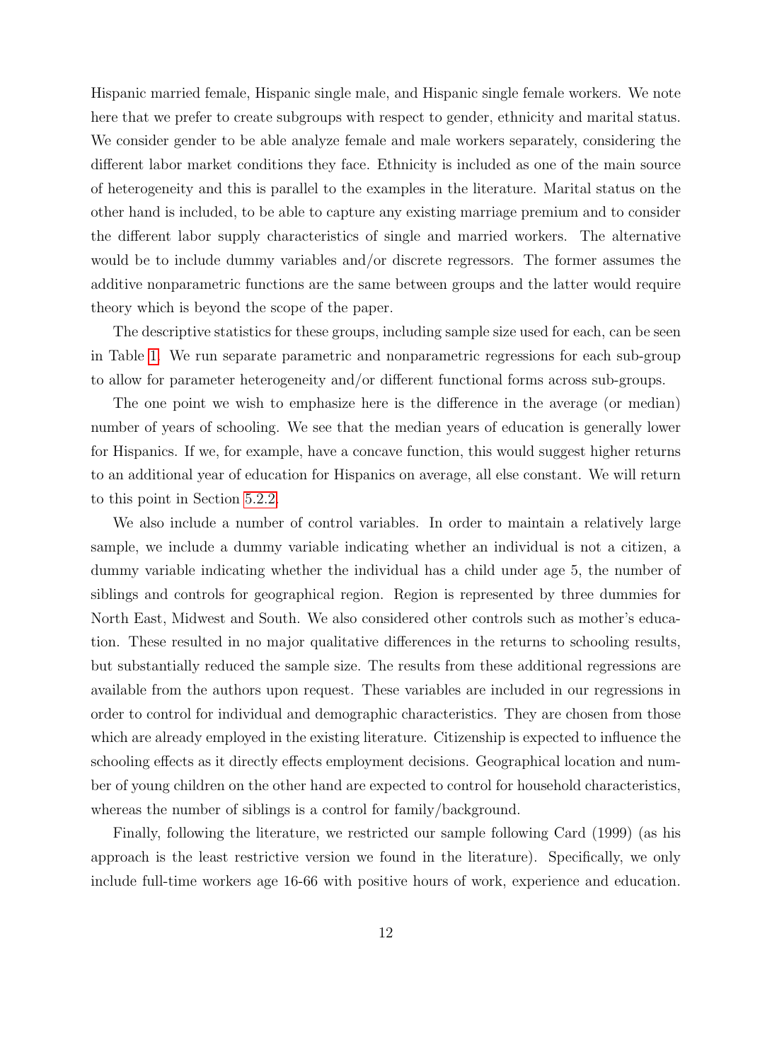Hispanic married female, Hispanic single male, and Hispanic single female workers. We note here that we prefer to create subgroups with respect to gender, ethnicity and marital status. We consider gender to be able analyze female and male workers separately, considering the different labor market conditions they face. Ethnicity is included as one of the main source of heterogeneity and this is parallel to the examples in the literature. Marital status on the other hand is included, to be able to capture any existing marriage premium and to consider the different labor supply characteristics of single and married workers. The alternative would be to include dummy variables and/or discrete regressors. The former assumes the additive nonparametric functions are the same between groups and the latter would require theory which is beyond the scope of the paper.

The descriptive statistics for these groups, including sample size used for each, can be seen in Table 1. We run separate parametric and nonparametric regressions for each sub-group to allow for parameter heterogeneity and/or different functional forms across sub-groups.

The one point we wish to emphasize here is the difference in the average (or median) number of years of schooling. We see that the median years of education is generally lower for Hispanics. If we, for example, have a concave function, this would suggest higher returns to an additional year of education for Hispanics on average, all else constant. We will return to this point in Section 5.2.2.

We also include a number of control variables. In order to maintain a relatively large sample, we include a dummy variable indicating whether an individual is not a citizen, a dummy variable indicating whether the individual has a child under age 5, the number of siblings and controls for geographical region. Region is represented by three dummies for North East, Midwest and South. We also considered other controls such as mother's education. These resulted in no major qualitative differences in the returns to schooling results, but substantially reduced the sample size. The results from these additional regressions are available from the authors upon request. These variables are included in our regressions in order to control for individual and demographic characteristics. They are chosen from those which are already employed in the existing literature. Citizenship is expected to influence the schooling effects as it directly effects employment decisions. Geographical location and number of young children on the other hand are expected to control for household characteristics, whereas the number of siblings is a control for family/background.

Finally, following the literature, we restricted our sample following Card (1999) (as his approach is the least restrictive version we found in the literature). Specifically, we only include full-time workers age 16-66 with positive hours of work, experience and education.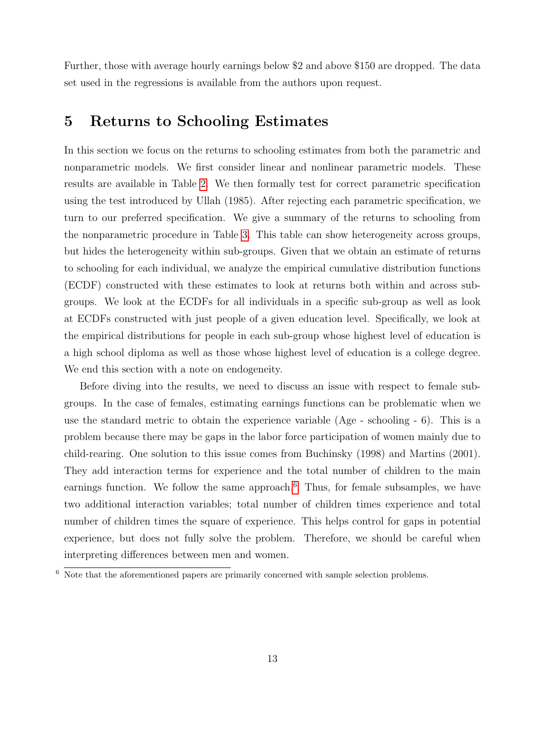Further, those with average hourly earnings below $2 and above $150 are dropped. The data set used in the regressions is available from the authors upon request.

## 5 Returns to Schooling Estimates

In this section we focus on the returns to schooling estimates from both the parametric and nonparametric models. We first consider linear and nonlinear parametric models. These results are available in Table 2. We then formally test for correct parametric specification using the test introduced by Ullah (1985). After rejecting each parametric specification, we turn to our preferred specification. We give a summary of the returns to schooling from the nonparametric procedure in Table 3. This table can show heterogeneity across groups, but hides the heterogeneity within sub-groups. Given that we obtain an estimate of returns to schooling for each individual, we analyze the empirical cumulative distribution functions (ECDF) constructed with these estimates to look at returns both within and across sub-groups. We look at the ECDFs for all individuals in a specific sub-group as well as look at ECDFs constructed with just people of a given education level. Specifically, we look at the empirical distributions for people in each sub-group whose highest level of education is a high school diploma as well as those whose highest level of education is a college degree. We end this section with a note on endogeneity.

Before diving into the results, we need to discuss an issue with respect to female sub-groups. In the case of females, estimating earnings functions can be problematic when we use the standard metric to obtain the experience variable (Age - schooling - 6). This is a problem because there may be gaps in the labor force participation of women mainly due to child-rearing. One solution to this issue comes from Buchinsky (1998) and Martins (2001). They add interaction terms for experience and the total number of children to the main earnings function. We follow the same approach.[6] Thus, for female subsamples, we have two additional interaction variables; total number of children times experience and total number of children times the square of experience. This helps control for gaps in potential experience, but does not fully solve the problem. Therefore, we should be careful when interpreting differences between men and women.

[6] Note that the aforementioned papers are primarily concerned with sample selection problems.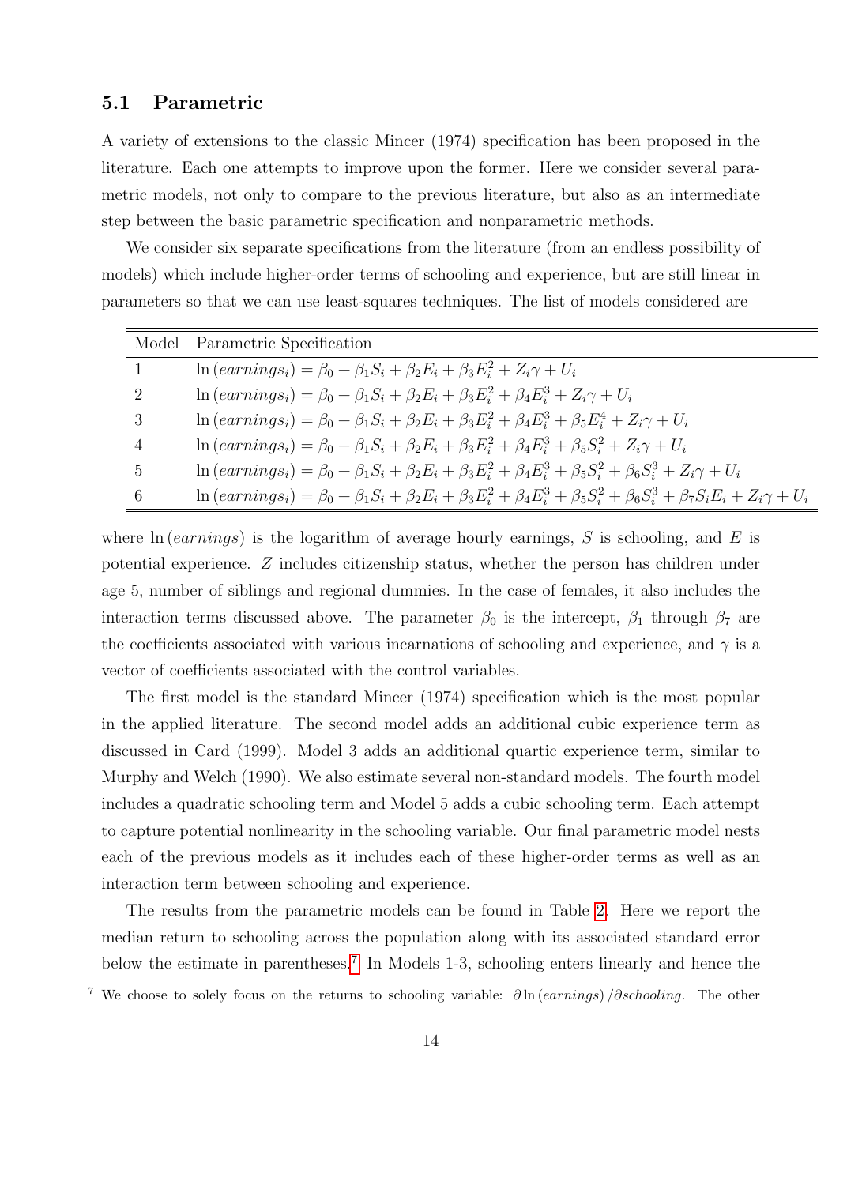## 5.1 Parametric

A variety of extensions to the classic Mincer (1974) specification has been proposed in the literature. Each one attempts to improve upon the former. Here we consider several parametric models, not only to compare to the previous literature, but also as an intermediate step between the basic parametric specification and nonparametric methods.

We consider six separate specifications from the literature (from an endless possibility of models) which include higher-order terms of schooling and experience, but are still linear in parameters so that we can use least-squares techniques. The list of models considered are

| Model | Parametric Specification |
|---|---|
| 1 | $\ln(earnings_i) = \beta_0 + \beta_1 S_i + \beta_2 E_i + \beta_3 E_i^2 + Z_i\gamma + U_i$ |
| 2 | $\ln(earnings_i) = \beta_0 + \beta_1 S_i + \beta_2 E_i + \beta_3 E_i^2 + \beta_4 E_i^3 + Z_i\gamma + U_i$ |
| 3 | $\ln(earnings_i) = \beta_0 + \beta_1 S_i + \beta_2 E_i + \beta_3 E_i^2 + \beta_4 E_i^3 + \beta_5 E_i^4 + Z_i\gamma + U_i$ |
| 4 | $\ln(earnings_i) = \beta_0 + \beta_1 S_i + \beta_2 E_i + \beta_3 E_i^2 + \beta_4 E_i^3 + \beta_5 S_i^2 + Z_i\gamma + U_i$ |
| 5 | $\ln(earnings_i) = \beta_0 + \beta_1 S_i + \beta_2 E_i + \beta_3 E_i^2 + \beta_4 E_i^3 + \beta_5 S_i^2 + \beta_6 S_i^3 + Z_i\gamma + U_i$ |
| 6 | $\ln(earnings_i) = \beta_0 + \beta_1 S_i + \beta_2 E_i + \beta_3 E_i^2 + \beta_4 E_i^3 + \beta_5 S_i^2 + \beta_6 S_i^3 + \beta_7 S_i E_i + Z_i\gamma + U_i$ |

where $\ln(earnings)$ is the logarithm of average hourly earnings, $S$ is schooling, and $E$ is potential experience. $Z$ includes citizenship status, whether the person has children under age 5, number of siblings and regional dummies. In the case of females, it also includes the interaction terms discussed above. The parameter $\beta_0$ is the intercept, $\beta_1$ through $\beta_7$ are the coefficients associated with various incarnations of schooling and experience, and $\gamma$ is a vector of coefficients associated with the control variables.

The first model is the standard Mincer (1974) specification which is the most popular in the applied literature. The second model adds an additional cubic experience term as discussed in Card (1999). Model 3 adds an additional quartic experience term, similar to Murphy and Welch (1990). We also estimate several non-standard models. The fourth model includes a quadratic schooling term and Model 5 adds a cubic schooling term. Each attempt to capture potential nonlinearity in the schooling variable. Our final parametric model nests each of the previous models as it includes each of these higher-order terms as well as an interaction term between schooling and experience.

The results from the parametric models can be found in Table 2. Here we report the median return to schooling across the population along with its associated standard error below the estimate in parentheses.[7] In Models 1-3, schooling enters linearly and hence the

[7] We choose to solely focus on the returns to schooling variable: $\partial \ln(earnings)/\partial schooling$. The other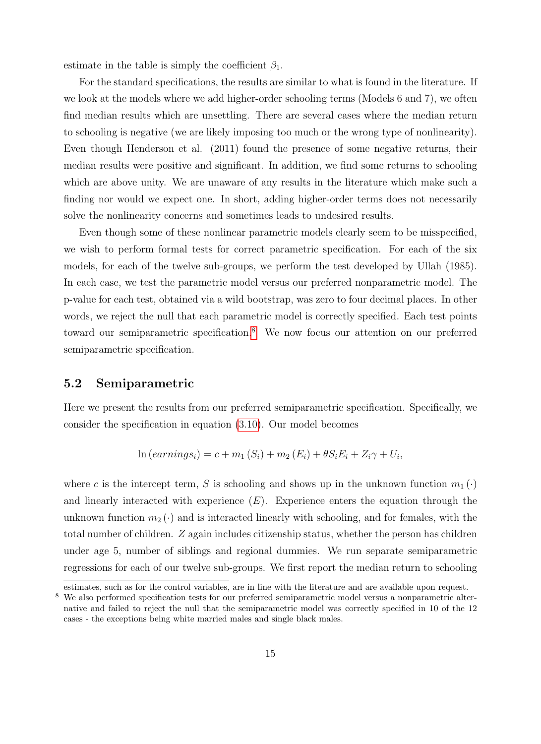estimate in the table is simply the coefficient $\beta_1$.

For the standard specifications, the results are similar to what is found in the literature. If we look at the models where we add higher-order schooling terms (Models 6 and 7), we often find median results which are unsettling. There are several cases where the median return to schooling is negative (we are likely imposing too much or the wrong type of nonlinearity). Even though Henderson et al. (2011) found the presence of some negative returns, their median results were positive and significant. In addition, we find some returns to schooling which are above unity. We are unaware of any results in the literature which make such a finding nor would we expect one. In short, adding higher-order terms does not necessarily solve the nonlinearity concerns and sometimes leads to undesired results.

Even though some of these nonlinear parametric models clearly seem to be misspecified, we wish to perform formal tests for correct parametric specification. For each of the six models, for each of the twelve sub-groups, we perform the test developed by Ullah (1985). In each case, we test the parametric model versus our preferred nonparametric model. The p-value for each test, obtained via a wild bootstrap, was zero to four decimal places. In other words, we reject the null that each parametric model is correctly specified. Each test points toward our semiparametric specification.[8] We now focus our attention on our preferred semiparametric specification.

## 5.2 Semiparametric

Here we present the results from our preferred semiparametric specification. Specifically, we consider the specification in equation (3.10). Our model becomes

$$\ln(earnings_i) = c + m_1(S_i) + m_2(E_i) + \theta S_i E_i + Z_i\gamma + U_i,$$

where $c$ is the intercept term, $S$ is schooling and shows up in the unknown function $m_1(\cdot)$ and linearly interacted with experience ($E$). Experience enters the equation through the unknown function $m_2(\cdot)$ and is interacted linearly with schooling, and for females, with the total number of children. $Z$ again includes citizenship status, whether the person has children under age 5, number of siblings and regional dummies. We run separate semiparametric regressions for each of our twelve sub-groups. We first report the median return to schooling

estimates, such as for the control variables, are in line with the literature and are available upon request.

[8] We also performed specification tests for our preferred semiparametric model versus a nonparametric alternative and failed to reject the null that the semiparametric model was correctly specified in 10 of the 12 cases - the exceptions being white married males and single black males.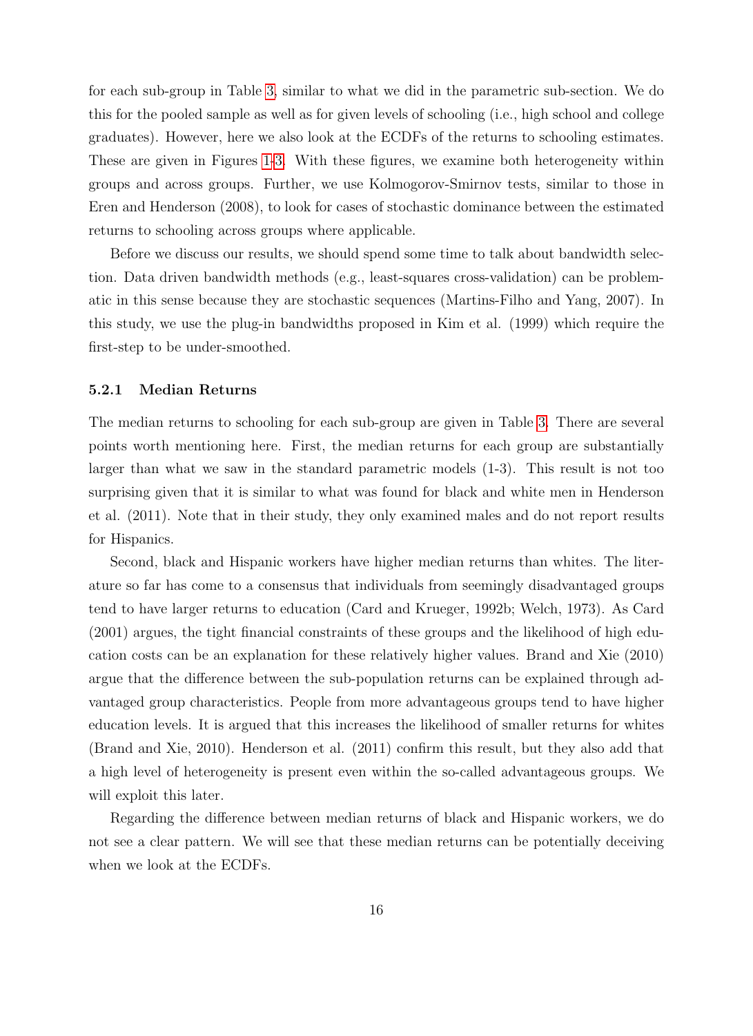for each sub-group in Table 3, similar to what we did in the parametric sub-section. We do this for the pooled sample as well as for given levels of schooling (i.e., high school and college graduates). However, here we also look at the ECDFs of the returns to schooling estimates. These are given in Figures 1-3. With these figures, we examine both heterogeneity within groups and across groups. Further, we use Kolmogorov-Smirnov tests, similar to those in Eren and Henderson (2008), to look for cases of stochastic dominance between the estimated returns to schooling across groups where applicable.

Before we discuss our results, we should spend some time to talk about bandwidth selection. Data driven bandwidth methods (e.g., least-squares cross-validation) can be problematic in this sense because they are stochastic sequences (Martins-Filho and Yang, 2007). In this study, we use the plug-in bandwidths proposed in Kim et al. (1999) which require the first-step to be under-smoothed.

#### 5.2.1 Median Returns

The median returns to schooling for each sub-group are given in Table 3. There are several points worth mentioning here. First, the median returns for each group are substantially larger than what we saw in the standard parametric models (1-3). This result is not too surprising given that it is similar to what was found for black and white men in Henderson et al. (2011). Note that in their study, they only examined males and do not report results for Hispanics.

Second, black and Hispanic workers have higher median returns than whites. The literature so far has come to a consensus that individuals from seemingly disadvantaged groups tend to have larger returns to education (Card and Krueger, 1992b; Welch, 1973). As Card (2001) argues, the tight financial constraints of these groups and the likelihood of high education costs can be an explanation for these relatively higher values. Brand and Xie (2010) argue that the difference between the sub-population returns can be explained through advantaged group characteristics. People from more advantageous groups tend to have higher education levels. It is argued that this increases the likelihood of smaller returns for whites (Brand and Xie, 2010). Henderson et al. (2011) confirm this result, but they also add that a high level of heterogeneity is present even within the so-called advantageous groups. We will exploit this later.

Regarding the difference between median returns of black and Hispanic workers, we do not see a clear pattern. We will see that these median returns can be potentially deceiving when we look at the ECDFs.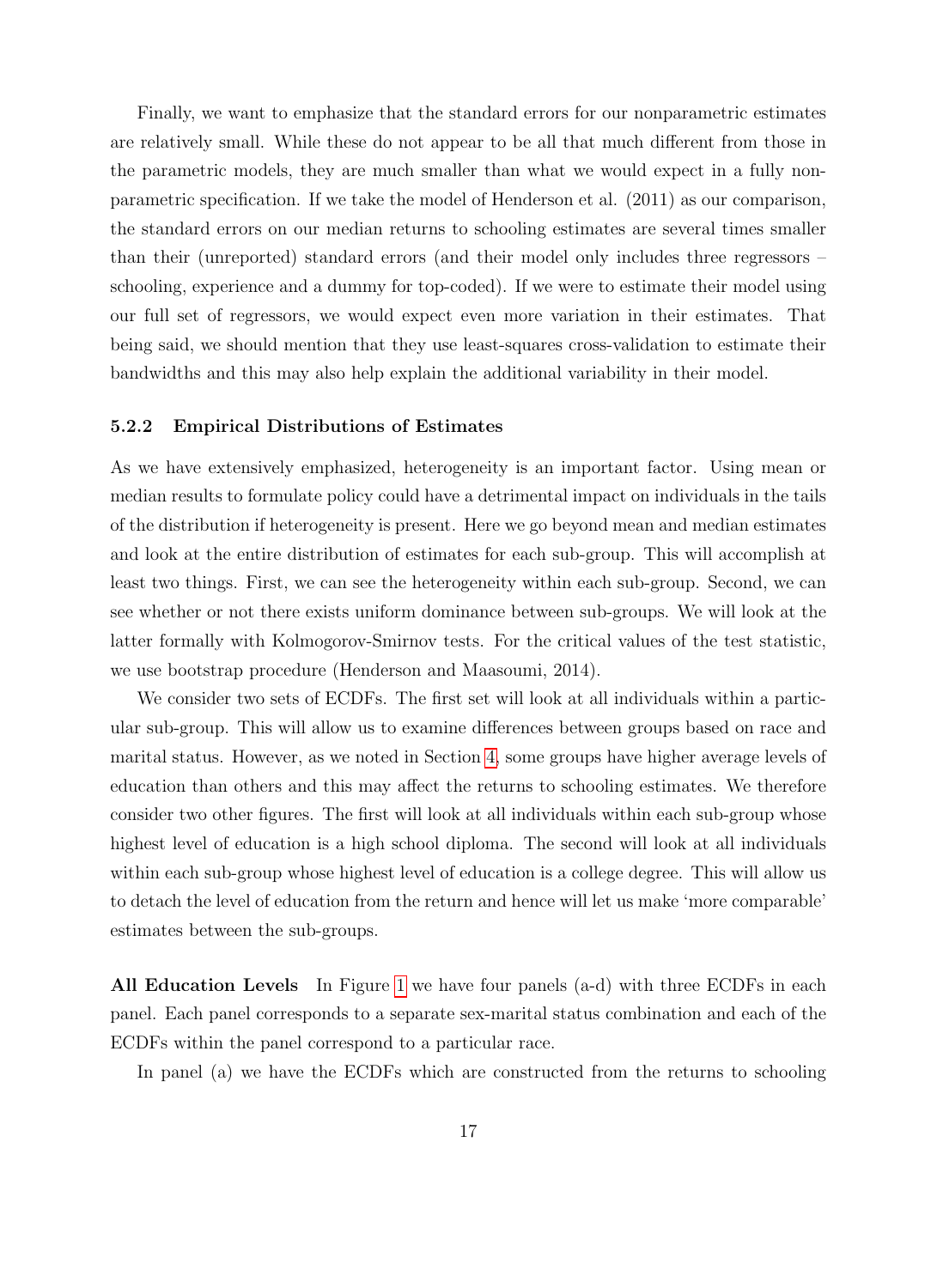Finally, we want to emphasize that the standard errors for our nonparametric estimates are relatively small. While these do not appear to be all that much different from those in the parametric models, they are much smaller than what we would expect in a fully nonparametric specification. If we take the model of Henderson et al. (2011) as our comparison, the standard errors on our median returns to schooling estimates are several times smaller than their (unreported) standard errors (and their model only includes three regressors – schooling, experience and a dummy for top-coded). If we were to estimate their model using our full set of regressors, we would expect even more variation in their estimates. That being said, we should mention that they use least-squares cross-validation to estimate their bandwidths and this may also help explain the additional variability in their model.

### 5.2.2 Empirical Distributions of Estimates

As we have extensively emphasized, heterogeneity is an important factor. Using mean or median results to formulate policy could have a detrimental impact on individuals in the tails of the distribution if heterogeneity is present. Here we go beyond mean and median estimates and look at the entire distribution of estimates for each sub-group. This will accomplish at least two things. First, we can see the heterogeneity within each sub-group. Second, we can see whether or not there exists uniform dominance between sub-groups. We will look at the latter formally with Kolmogorov-Smirnov tests. For the critical values of the test statistic, we use bootstrap procedure (Henderson and Maasoumi, 2014).

We consider two sets of ECDFs. The first set will look at all individuals within a particular sub-group. This will allow us to examine differences between groups based on race and marital status. However, as we noted in Section 4, some groups have higher average levels of education than others and this may affect the returns to schooling estimates. We therefore consider two other figures. The first will look at all individuals within each sub-group whose highest level of education is a high school diploma. The second will look at all individuals within each sub-group whose highest level of education is a college degree. This will allow us to detach the level of education from the return and hence will let us make 'more comparable' estimates between the sub-groups.

**All Education Levels** In Figure 1 we have four panels (a-d) with three ECDFs in each panel. Each panel corresponds to a separate sex-marital status combination and each of the ECDFs within the panel correspond to a particular race.

In panel (a) we have the ECDFs which are constructed from the returns to schooling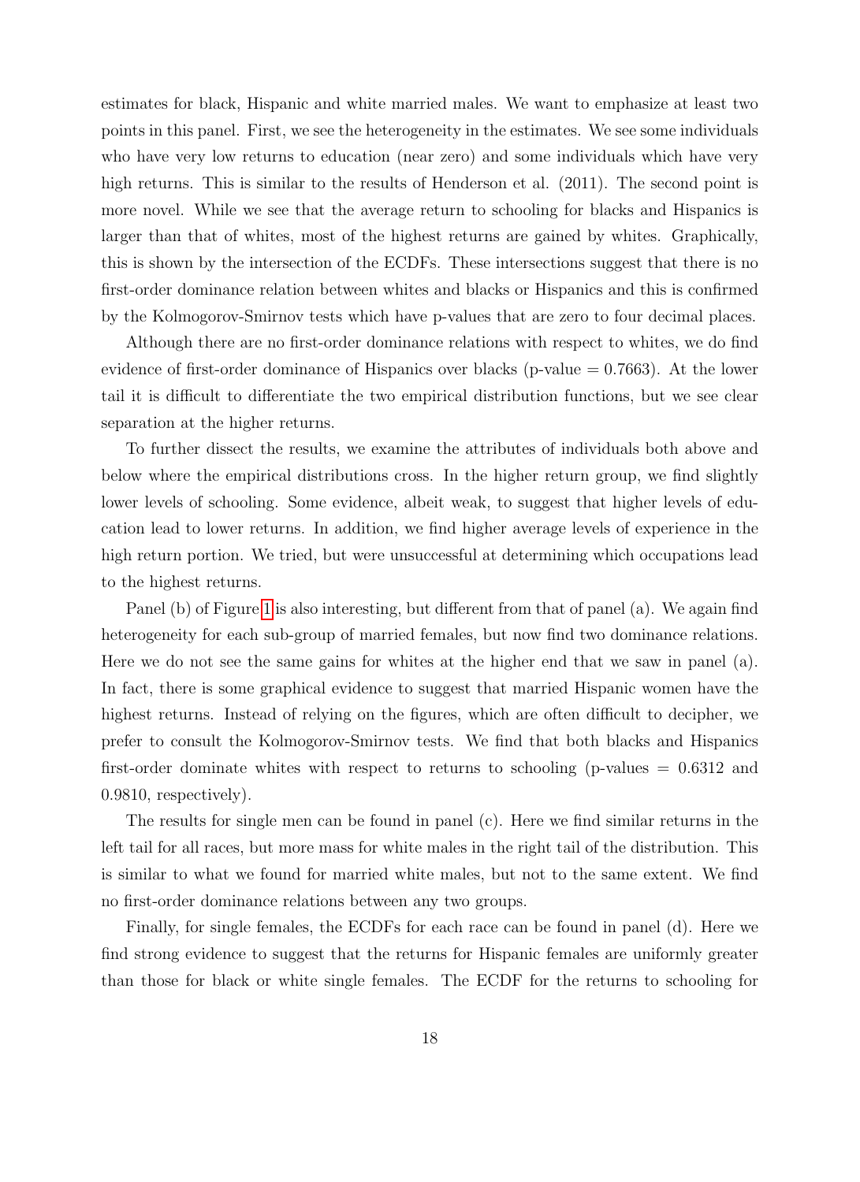estimates for black, Hispanic and white married males. We want to emphasize at least two points in this panel. First, we see the heterogeneity in the estimates. We see some individuals who have very low returns to education (near zero) and some individuals which have very high returns. This is similar to the results of Henderson et al. (2011). The second point is more novel. While we see that the average return to schooling for blacks and Hispanics is larger than that of whites, most of the highest returns are gained by whites. Graphically, this is shown by the intersection of the ECDFs. These intersections suggest that there is no first-order dominance relation between whites and blacks or Hispanics and this is confirmed by the Kolmogorov-Smirnov tests which have p-values that are zero to four decimal places.

Although there are no first-order dominance relations with respect to whites, we do find evidence of first-order dominance of Hispanics over blacks (p-value = 0.7663). At the lower tail it is difficult to differentiate the two empirical distribution functions, but we see clear separation at the higher returns.

To further dissect the results, we examine the attributes of individuals both above and below where the empirical distributions cross. In the higher return group, we find slightly lower levels of schooling. Some evidence, albeit weak, to suggest that higher levels of education lead to lower returns. In addition, we find higher average levels of experience in the high return portion. We tried, but were unsuccessful at determining which occupations lead to the highest returns.

Panel (b) of Figure 1 is also interesting, but different from that of panel (a). We again find heterogeneity for each sub-group of married females, but now find two dominance relations. Here we do not see the same gains for whites at the higher end that we saw in panel (a). In fact, there is some graphical evidence to suggest that married Hispanic women have the highest returns. Instead of relying on the figures, which are often difficult to decipher, we prefer to consult the Kolmogorov-Smirnov tests. We find that both blacks and Hispanics first-order dominate whites with respect to returns to schooling (p-values = 0.6312 and 0.9810, respectively).

The results for single men can be found in panel (c). Here we find similar returns in the left tail for all races, but more mass for white males in the right tail of the distribution. This is similar to what we found for married white males, but not to the same extent. We find no first-order dominance relations between any two groups.

Finally, for single females, the ECDFs for each race can be found in panel (d). Here we find strong evidence to suggest that the returns for Hispanic females are uniformly greater than those for black or white single females. The ECDF for the returns to schooling for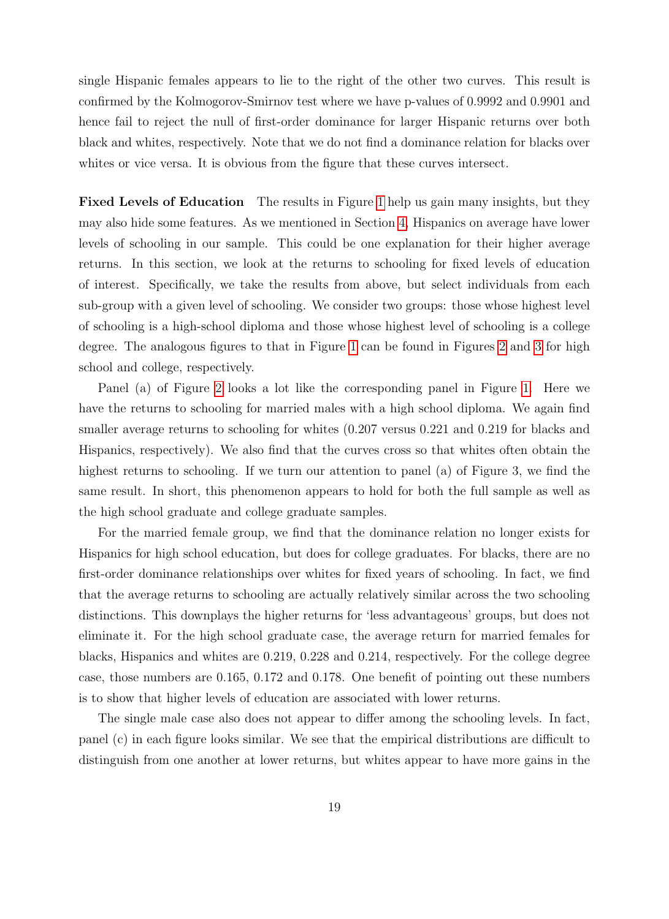single Hispanic females appears to lie to the right of the other two curves. This result is confirmed by the Kolmogorov-Smirnov test where we have p-values of 0.9992 and 0.9901 and hence fail to reject the null of first-order dominance for larger Hispanic returns over both black and whites, respectively. Note that we do not find a dominance relation for blacks over whites or vice versa. It is obvious from the figure that these curves intersect.

**Fixed Levels of Education** The results in Figure 1 help us gain many insights, but they may also hide some features. As we mentioned in Section 4, Hispanics on average have lower levels of schooling in our sample. This could be one explanation for their higher average returns. In this section, we look at the returns to schooling for fixed levels of education of interest. Specifically, we take the results from above, but select individuals from each sub-group with a given level of schooling. We consider two groups: those whose highest level of schooling is a high-school diploma and those whose highest level of schooling is a college degree. The analogous figures to that in Figure 1 can be found in Figures 2 and 3 for high school and college, respectively.

Panel (a) of Figure 2 looks a lot like the corresponding panel in Figure 1. Here we have the returns to schooling for married males with a high school diploma. We again find smaller average returns to schooling for whites (0.207 versus 0.221 and 0.219 for blacks and Hispanics, respectively). We also find that the curves cross so that whites often obtain the highest returns to schooling. If we turn our attention to panel (a) of Figure 3, we find the same result. In short, this phenomenon appears to hold for both the full sample as well as the high school graduate and college graduate samples.

For the married female group, we find that the dominance relation no longer exists for Hispanics for high school education, but does for college graduates. For blacks, there are no first-order dominance relationships over whites for fixed years of schooling. In fact, we find that the average returns to schooling are actually relatively similar across the two schooling distinctions. This downplays the higher returns for 'less advantageous' groups, but does not eliminate it. For the high school graduate case, the average return for married females for blacks, Hispanics and whites are 0.219, 0.228 and 0.214, respectively. For the college degree case, those numbers are 0.165, 0.172 and 0.178. One benefit of pointing out these numbers is to show that higher levels of education are associated with lower returns.

The single male case also does not appear to differ among the schooling levels. In fact, panel (c) in each figure looks similar. We see that the empirical distributions are difficult to distinguish from one another at lower returns, but whites appear to have more gains in the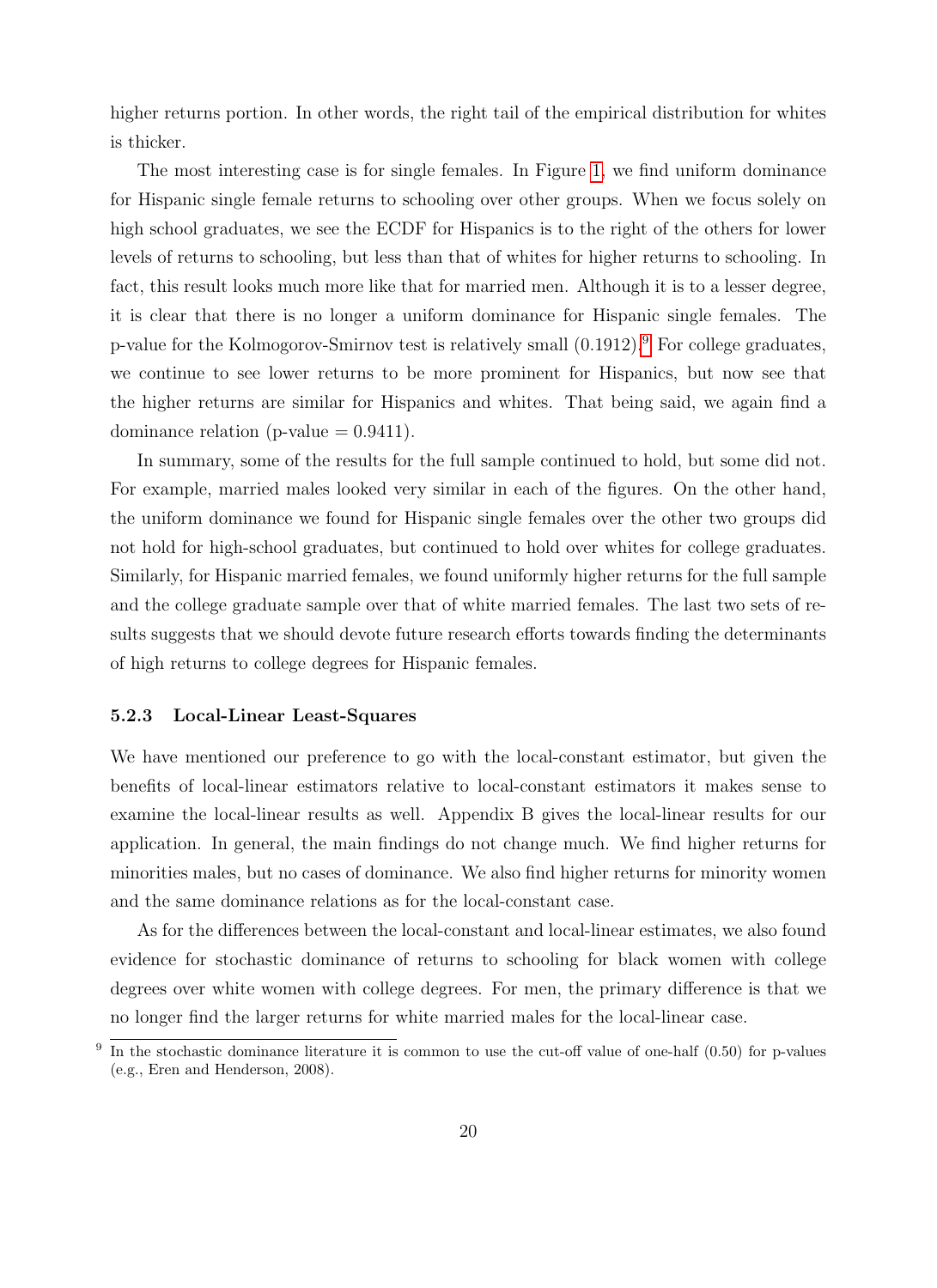higher returns portion. In other words, the right tail of the empirical distribution for whites is thicker.

The most interesting case is for single females. In Figure 1, we find uniform dominance for Hispanic single female returns to schooling over other groups. When we focus solely on high school graduates, we see the ECDF for Hispanics is to the right of the others for lower levels of returns to schooling, but less than that of whites for higher returns to schooling. In fact, this result looks much more like that for married men. Although it is to a lesser degree, it is clear that there is no longer a uniform dominance for Hispanic single females. The p-value for the Kolmogorov-Smirnov test is relatively small (0.1912).[9] For college graduates, we continue to see lower returns to be more prominent for Hispanics, but now see that the higher returns are similar for Hispanics and whites. That being said, we again find a dominance relation (p-value = 0.9411).

In summary, some of the results for the full sample continued to hold, but some did not. For example, married males looked very similar in each of the figures. On the other hand, the uniform dominance we found for Hispanic single females over the other two groups did not hold for high-school graduates, but continued to hold over whites for college graduates. Similarly, for Hispanic married females, we found uniformly higher returns for the full sample and the college graduate sample over that of white married females. The last two sets of results suggests that we should devote future research efforts towards finding the determinants of high returns to college degrees for Hispanic females.

### 5.2.3 Local-Linear Least-Squares

We have mentioned our preference to go with the local-constant estimator, but given the benefits of local-linear estimators relative to local-constant estimators it makes sense to examine the local-linear results as well. Appendix B gives the local-linear results for our application. In general, the main findings do not change much. We find higher returns for minorities males, but no cases of dominance. We also find higher returns for minority women and the same dominance relations as for the local-constant case.

As for the differences between the local-constant and local-linear estimates, we also found evidence for stochastic dominance of returns to schooling for black women with college degrees over white women with college degrees. For men, the primary difference is that we no longer find the larger returns for white married males for the local-linear case.

[9] In the stochastic dominance literature it is common to use the cut-off value of one-half (0.50) for p-values (e.g., Eren and Henderson, 2008).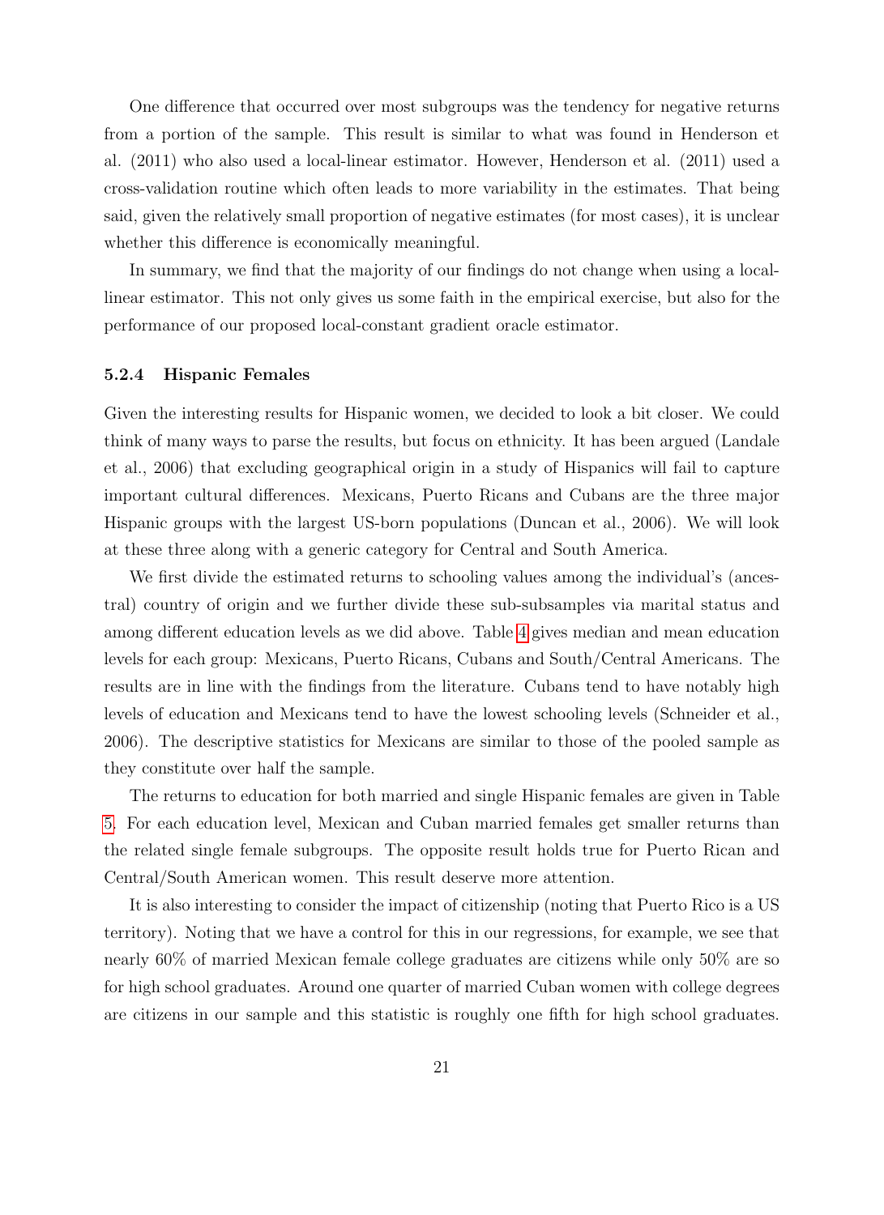One difference that occurred over most subgroups was the tendency for negative returns from a portion of the sample. This result is similar to what was found in Henderson et al. (2011) who also used a local-linear estimator. However, Henderson et al. (2011) used a cross-validation routine which often leads to more variability in the estimates. That being said, given the relatively small proportion of negative estimates (for most cases), it is unclear whether this difference is economically meaningful.

In summary, we find that the majority of our findings do not change when using a local-linear estimator. This not only gives us some faith in the empirical exercise, but also for the performance of our proposed local-constant gradient oracle estimator.

#### 5.2.4 Hispanic Females

Given the interesting results for Hispanic women, we decided to look a bit closer. We could think of many ways to parse the results, but focus on ethnicity. It has been argued (Landale et al., 2006) that excluding geographical origin in a study of Hispanics will fail to capture important cultural differences. Mexicans, Puerto Ricans and Cubans are the three major Hispanic groups with the largest US-born populations (Duncan et al., 2006). We will look at these three along with a generic category for Central and South America.

We first divide the estimated returns to schooling values among the individual's (ancestral) country of origin and we further divide these sub-subsamples via marital status and among different education levels as we did above. Table 4 gives median and mean education levels for each group: Mexicans, Puerto Ricans, Cubans and South/Central Americans. The results are in line with the findings from the literature. Cubans tend to have notably high levels of education and Mexicans tend to have the lowest schooling levels (Schneider et al., 2006). The descriptive statistics for Mexicans are similar to those of the pooled sample as they constitute over half the sample.

The returns to education for both married and single Hispanic females are given in Table 5. For each education level, Mexican and Cuban married females get smaller returns than the related single female subgroups. The opposite result holds true for Puerto Rican and Central/South American women. This result deserve more attention.

It is also interesting to consider the impact of citizenship (noting that Puerto Rico is a US territory). Noting that we have a control for this in our regressions, for example, we see that nearly 60% of married Mexican female college graduates are citizens while only 50% are so for high school graduates. Around one quarter of married Cuban women with college degrees are citizens in our sample and this statistic is roughly one fifth for high school graduates.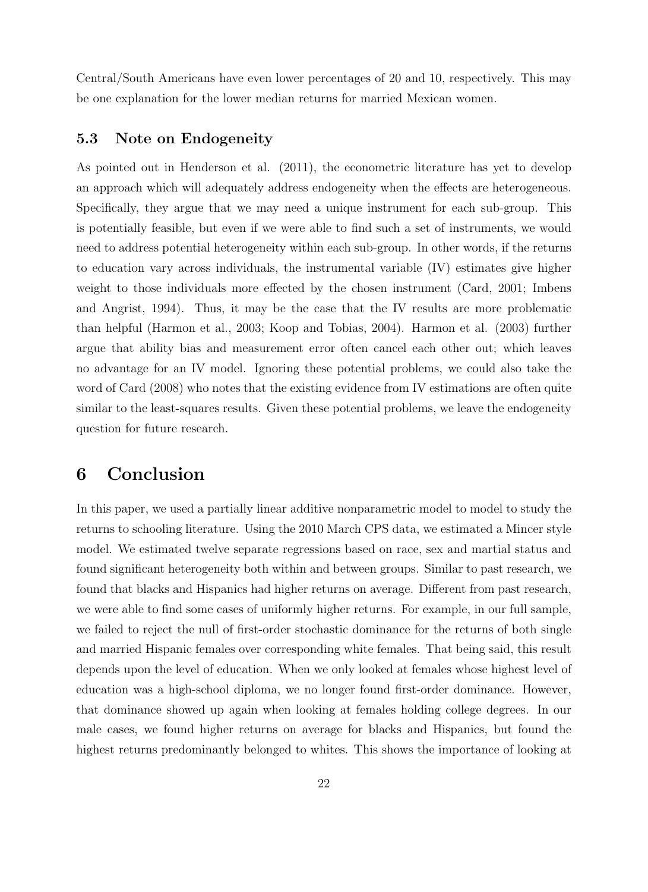Central/South Americans have even lower percentages of 20 and 10, respectively. This may be one explanation for the lower median returns for married Mexican women.

### 5.3 Note on Endogeneity

As pointed out in Henderson et al. (2011), the econometric literature has yet to develop an approach which will adequately address endogeneity when the effects are heterogeneous. Specifically, they argue that we may need a unique instrument for each sub-group. This is potentially feasible, but even if we were able to find such a set of instruments, we would need to address potential heterogeneity within each sub-group. In other words, if the returns to education vary across individuals, the instrumental variable (IV) estimates give higher weight to those individuals more effected by the chosen instrument (Card, 2001; Imbens and Angrist, 1994). Thus, it may be the case that the IV results are more problematic than helpful (Harmon et al., 2003; Koop and Tobias, 2004). Harmon et al. (2003) further argue that ability bias and measurement error often cancel each other out; which leaves no advantage for an IV model. Ignoring these potential problems, we could also take the word of Card (2008) who notes that the existing evidence from IV estimations are often quite similar to the least-squares results. Given these potential problems, we leave the endogeneity question for future research.

## 6 Conclusion

In this paper, we used a partially linear additive nonparametric model to model to study the returns to schooling literature. Using the 2010 March CPS data, we estimated a Mincer style model. We estimated twelve separate regressions based on race, sex and martial status and found significant heterogeneity both within and between groups. Similar to past research, we found that blacks and Hispanics had higher returns on average. Different from past research, we were able to find some cases of uniformly higher returns. For example, in our full sample, we failed to reject the null of first-order stochastic dominance for the returns of both single and married Hispanic females over corresponding white females. That being said, this result depends upon the level of education. When we only looked at females whose highest level of education was a high-school diploma, we no longer found first-order dominance. However, that dominance showed up again when looking at females holding college degrees. In our male cases, we found higher returns on average for blacks and Hispanics, but found the highest returns predominantly belonged to whites. This shows the importance of looking at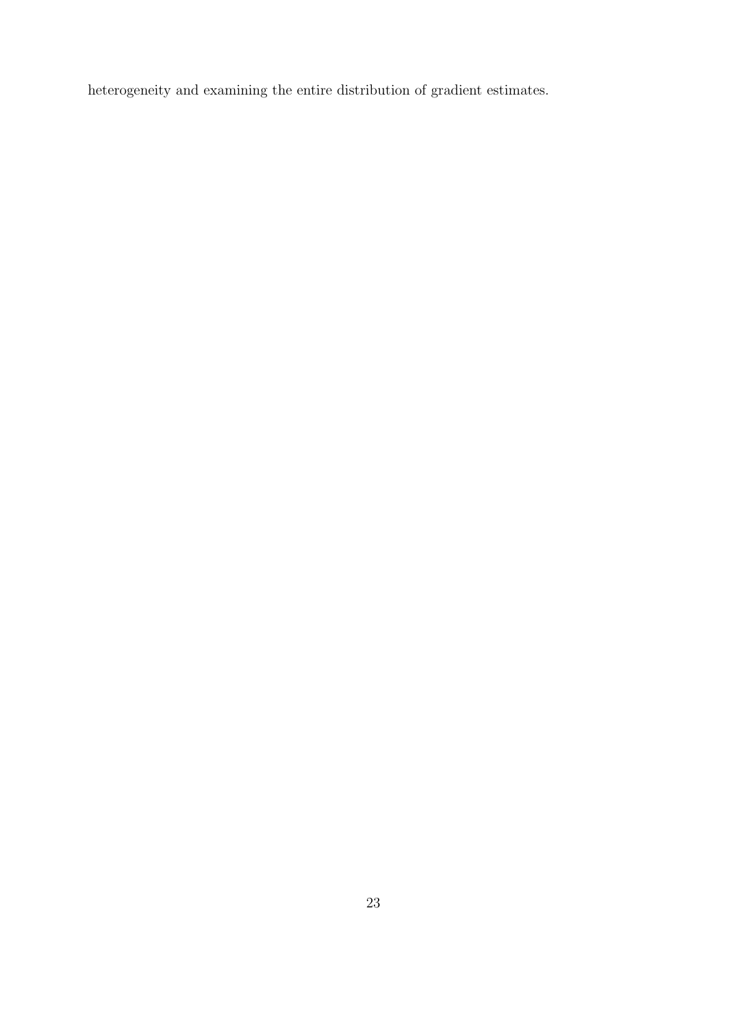heterogeneity and examining the entire distribution of gradient estimates.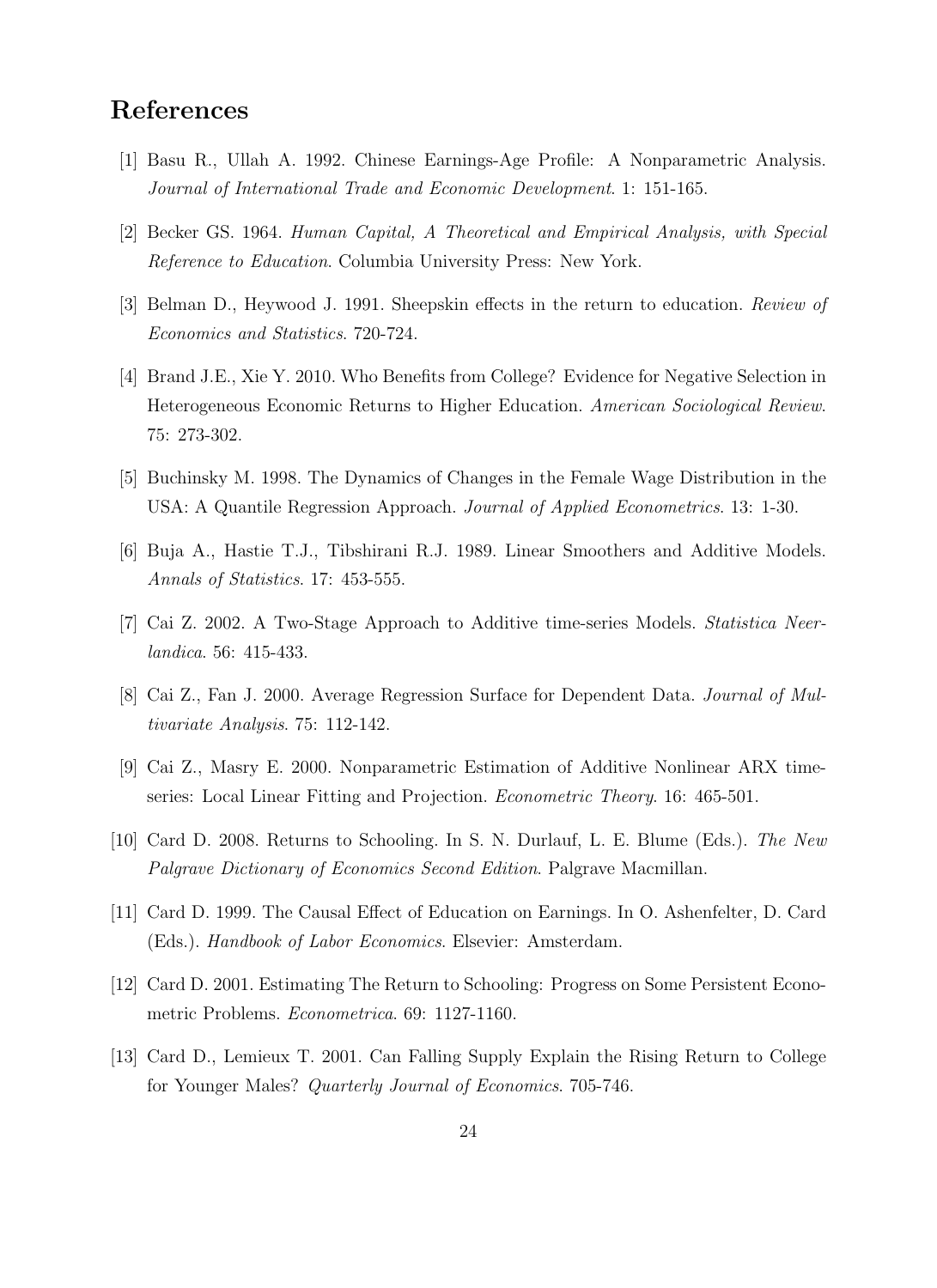# References

[1] Basu R., Ullah A. 1992. Chinese Earnings-Age Profile: A Nonparametric Analysis. *Journal of International Trade and Economic Development*. 1: 151-165.

[2] Becker GS. 1964. *Human Capital, A Theoretical and Empirical Analysis, with Special Reference to Education*. Columbia University Press: New York.

[3] Belman D., Heywood J. 1991. Sheepskin effects in the return to education. *Review of Economics and Statistics*. 720-724.

[4] Brand J.E., Xie Y. 2010. Who Benefits from College? Evidence for Negative Selection in Heterogeneous Economic Returns to Higher Education. *American Sociological Review*. 75: 273-302.

[5] Buchinsky M. 1998. The Dynamics of Changes in the Female Wage Distribution in the USA: A Quantile Regression Approach. *Journal of Applied Econometrics*. 13: 1-30.

[6] Buja A., Hastie T.J., Tibshirani R.J. 1989. Linear Smoothers and Additive Models. *Annals of Statistics*. 17: 453-555.

[7] Cai Z. 2002. A Two-Stage Approach to Additive time-series Models. *Statistica Neerlandica*. 56: 415-433.

[8] Cai Z., Fan J. 2000. Average Regression Surface for Dependent Data. *Journal of Multivariate Analysis*. 75: 112-142.

[9] Cai Z., Masry E. 2000. Nonparametric Estimation of Additive Nonlinear ARX time-series: Local Linear Fitting and Projection. *Econometric Theory*. 16: 465-501.

[10] Card D. 2008. Returns to Schooling. In S. N. Durlauf, L. E. Blume (Eds.). *The New Palgrave Dictionary of Economics Second Edition*. Palgrave Macmillan.

[11] Card D. 1999. The Causal Effect of Education on Earnings. In O. Ashenfelter, D. Card (Eds.). *Handbook of Labor Economics*. Elsevier: Amsterdam.

[12] Card D. 2001. Estimating The Return to Schooling: Progress on Some Persistent Econometric Problems. *Econometrica*. 69: 1127-1160.

[13] Card D., Lemieux T. 2001. Can Falling Supply Explain the Rising Return to College for Younger Males? *Quarterly Journal of Economics*. 705-746.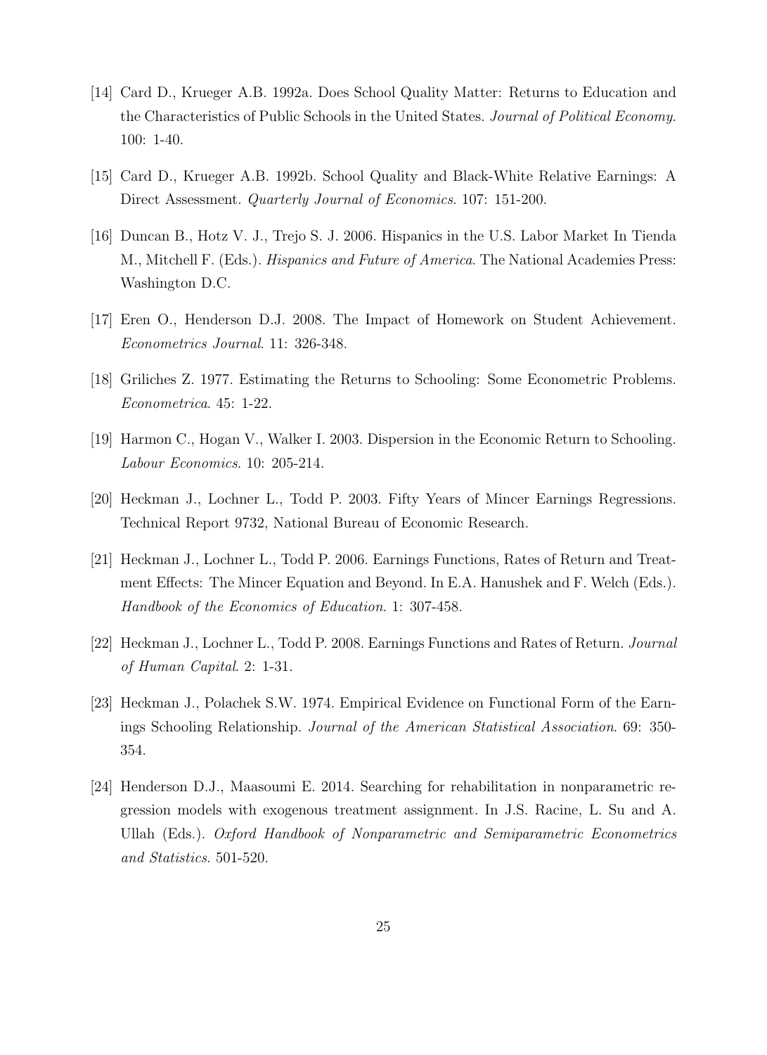[14] Card D., Krueger A.B. 1992a. Does School Quality Matter: Returns to Education and the Characteristics of Public Schools in the United States. *Journal of Political Economy*. 100: 1-40.

[15] Card D., Krueger A.B. 1992b. School Quality and Black-White Relative Earnings: A Direct Assessment. *Quarterly Journal of Economics*. 107: 151-200.

[16] Duncan B., Hotz V. J., Trejo S. J. 2006. Hispanics in the U.S. Labor Market In Tienda M., Mitchell F. (Eds.). *Hispanics and Future of America*. The National Academies Press: Washington D.C.

[17] Eren O., Henderson D.J. 2008. The Impact of Homework on Student Achievement. *Econometrics Journal*. 11: 326-348.

[18] Griliches Z. 1977. Estimating the Returns to Schooling: Some Econometric Problems. *Econometrica*. 45: 1-22.

[19] Harmon C., Hogan V., Walker I. 2003. Dispersion in the Economic Return to Schooling. *Labour Economics*. 10: 205-214.

[20] Heckman J., Lochner L., Todd P. 2003. Fifty Years of Mincer Earnings Regressions. Technical Report 9732, National Bureau of Economic Research.

[21] Heckman J., Lochner L., Todd P. 2006. Earnings Functions, Rates of Return and Treatment Effects: The Mincer Equation and Beyond. In E.A. Hanushek and F. Welch (Eds.). *Handbook of the Economics of Education*. 1: 307-458.

[22] Heckman J., Lochner L., Todd P. 2008. Earnings Functions and Rates of Return. *Journal of Human Capital*. 2: 1-31.

[23] Heckman J., Polachek S.W. 1974. Empirical Evidence on Functional Form of the Earnings Schooling Relationship. *Journal of the American Statistical Association*. 69: 350-354.

[24] Henderson D.J., Maasoumi E. 2014. Searching for rehabilitation in nonparametric regression models with exogenous treatment assignment. In J.S. Racine, L. Su and A. Ullah (Eds.). *Oxford Handbook of Nonparametric and Semiparametric Econometrics and Statistics*. 501-520.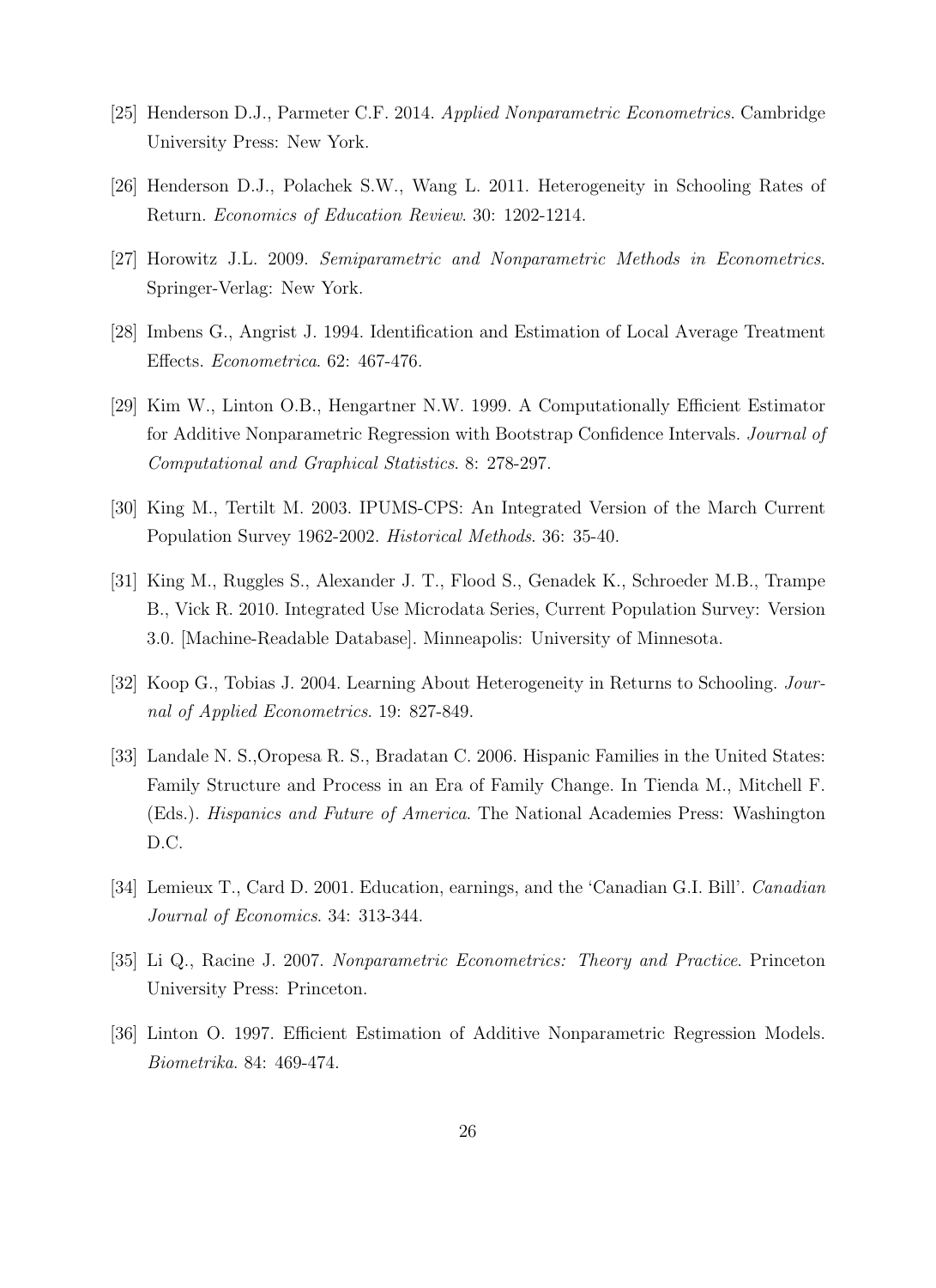[25] Henderson D.J., Parmeter C.F. 2014. *Applied Nonparametric Econometrics*. Cambridge University Press: New York.

[26] Henderson D.J., Polachek S.W., Wang L. 2011. Heterogeneity in Schooling Rates of Return. *Economics of Education Review*. 30: 1202-1214.

[27] Horowitz J.L. 2009. *Semiparametric and Nonparametric Methods in Econometrics*. Springer-Verlag: New York.

[28] Imbens G., Angrist J. 1994. Identification and Estimation of Local Average Treatment Effects. *Econometrica*. 62: 467-476.

[29] Kim W., Linton O.B., Hengartner N.W. 1999. A Computationally Efficient Estimator for Additive Nonparametric Regression with Bootstrap Confidence Intervals. *Journal of Computational and Graphical Statistics*. 8: 278-297.

[30] King M., Tertilt M. 2003. IPUMS-CPS: An Integrated Version of the March Current Population Survey 1962-2002. *Historical Methods*. 36: 35-40.

[31] King M., Ruggles S., Alexander J. T., Flood S., Genadek K., Schroeder M.B., Trampe B., Vick R. 2010. Integrated Use Microdata Series, Current Population Survey: Version 3.0. [Machine-Readable Database]. Minneapolis: University of Minnesota.

[32] Koop G., Tobias J. 2004. Learning About Heterogeneity in Returns to Schooling. *Journal of Applied Econometrics*. 19: 827-849.

[33] Landale N. S.,Oropesa R. S., Bradatan C. 2006. Hispanic Families in the United States: Family Structure and Process in an Era of Family Change. In Tienda M., Mitchell F. (Eds.). *Hispanics and Future of America*. The National Academies Press: Washington D.C.

[34] Lemieux T., Card D. 2001. Education, earnings, and the 'Canadian G.I. Bill'. *Canadian Journal of Economics*. 34: 313-344.

[35] Li Q., Racine J. 2007. *Nonparametric Econometrics: Theory and Practice*. Princeton University Press: Princeton.

[36] Linton O. 1997. Efficient Estimation of Additive Nonparametric Regression Models. *Biometrika*. 84: 469-474.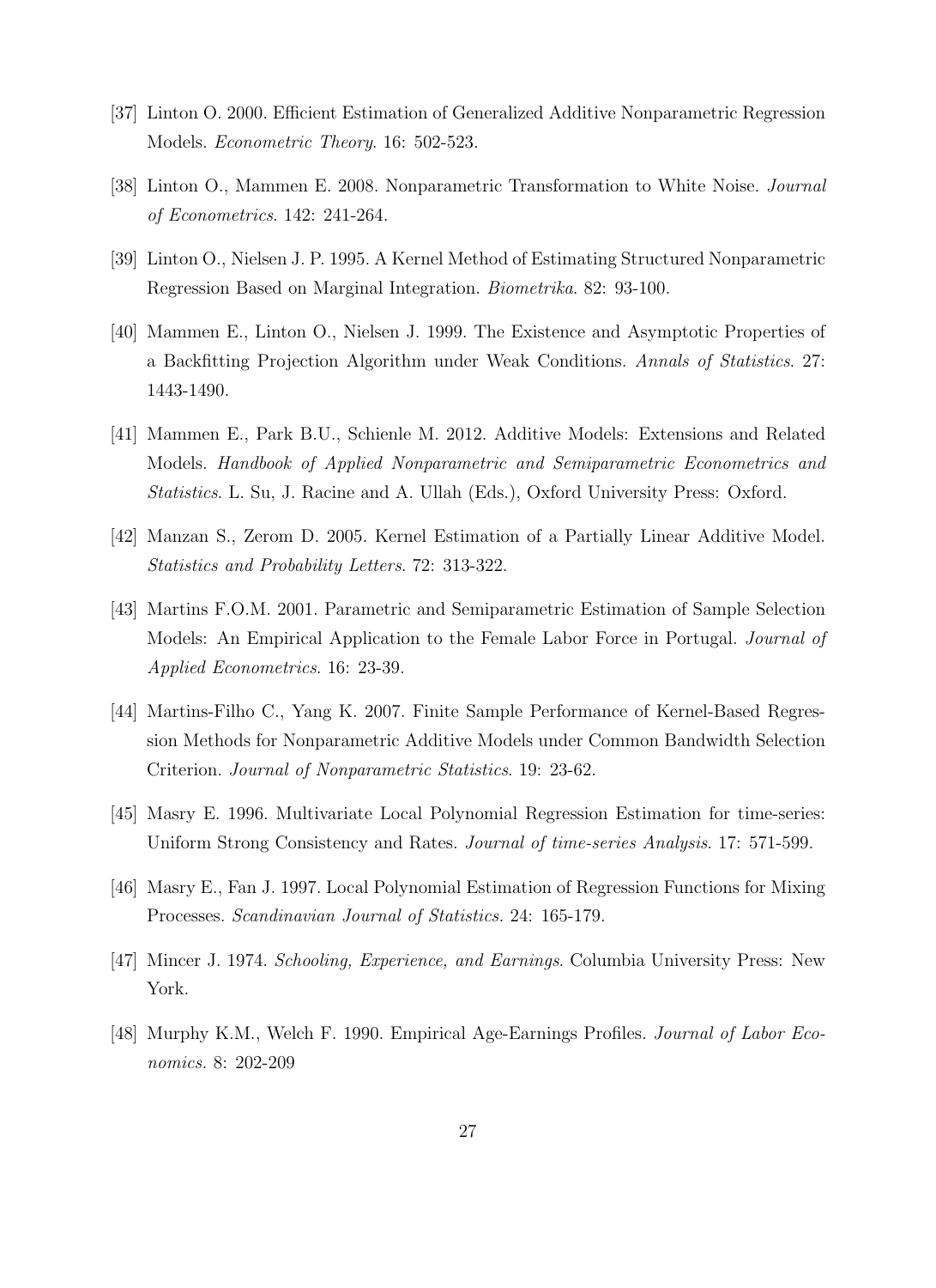[37] Linton O. 2000. Efficient Estimation of Generalized Additive Nonparametric Regression Models. *Econometric Theory*. 16: 502-523.

[38] Linton O., Mammen E. 2008. Nonparametric Transformation to White Noise. *Journal of Econometrics*. 142: 241-264.

[39] Linton O., Nielsen J. P. 1995. A Kernel Method of Estimating Structured Nonparametric Regression Based on Marginal Integration. *Biometrika*. 82: 93-100.

[40] Mammen E., Linton O., Nielsen J. 1999. The Existence and Asymptotic Properties of a Backfitting Projection Algorithm under Weak Conditions. *Annals of Statistics*. 27: 1443-1490.

[41] Mammen E., Park B.U., Schienle M. 2012. Additive Models: Extensions and Related Models. *Handbook of Applied Nonparametric and Semiparametric Econometrics and Statistics*. L. Su, J. Racine and A. Ullah (Eds.), Oxford University Press: Oxford.

[42] Manzan S., Zerom D. 2005. Kernel Estimation of a Partially Linear Additive Model. *Statistics and Probability Letters*. 72: 313-322.

[43] Martins F.O.M. 2001. Parametric and Semiparametric Estimation of Sample Selection Models: An Empirical Application to the Female Labor Force in Portugal. *Journal of Applied Econometrics*. 16: 23-39.

[44] Martins-Filho C., Yang K. 2007. Finite Sample Performance of Kernel-Based Regression Methods for Nonparametric Additive Models under Common Bandwidth Selection Criterion. *Journal of Nonparametric Statistics*. 19: 23-62.

[45] Masry E. 1996. Multivariate Local Polynomial Regression Estimation for time-series: Uniform Strong Consistency and Rates. *Journal of time-series Analysis*. 17: 571-599.

[46] Masry E., Fan J. 1997. Local Polynomial Estimation of Regression Functions for Mixing Processes. *Scandinavian Journal of Statistics.* 24: 165-179.

[47] Mincer J. 1974. *Schooling, Experience, and Earnings*. Columbia University Press: New York.

[48] Murphy K.M., Welch F. 1990. Empirical Age-Earnings Profiles. *Journal of Labor Economics*. 8: 202-209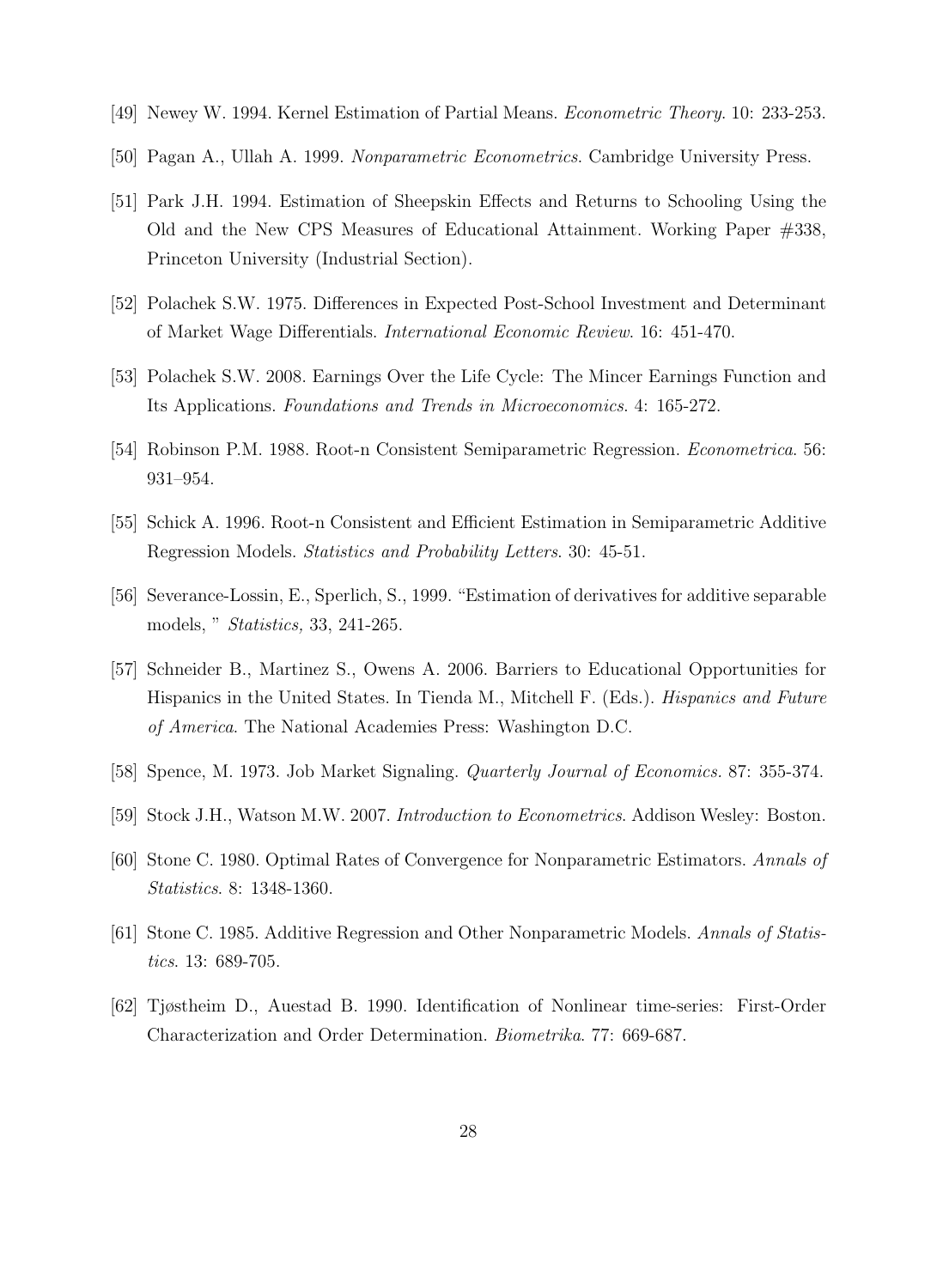[49] Newey W. 1994. Kernel Estimation of Partial Means. *Econometric Theory*. 10: 233-253.

[50] Pagan A., Ullah A. 1999. *Nonparametric Econometrics*. Cambridge University Press.

[51] Park J.H. 1994. Estimation of Sheepskin Effects and Returns to Schooling Using the Old and the New CPS Measures of Educational Attainment. Working Paper #338, Princeton University (Industrial Section).

[52] Polachek S.W. 1975. Differences in Expected Post-School Investment and Determinant of Market Wage Differentials. *International Economic Review*. 16: 451-470.

[53] Polachek S.W. 2008. Earnings Over the Life Cycle: The Mincer Earnings Function and Its Applications. *Foundations and Trends in Microeconomics.* 4: 165-272.

[54] Robinson P.M. 1988. Root-n Consistent Semiparametric Regression. *Econometrica*. 56: 931–954.

[55] Schick A. 1996. Root-n Consistent and Efficient Estimation in Semiparametric Additive Regression Models. *Statistics and Probability Letters*. 30: 45-51.

[56] Severance-Lossin, E., Sperlich, S., 1999. "Estimation of derivatives for additive separable models, " *Statistics,* 33, 241-265.

[57] Schneider B., Martinez S., Owens A. 2006. Barriers to Educational Opportunities for Hispanics in the United States. In Tienda M., Mitchell F. (Eds.). *Hispanics and Future of America*. The National Academies Press: Washington D.C.

[58] Spence, M. 1973. Job Market Signaling. *Quarterly Journal of Economics.* 87: 355-374.

[59] Stock J.H., Watson M.W. 2007. *Introduction to Econometrics*. Addison Wesley: Boston.

[60] Stone C. 1980. Optimal Rates of Convergence for Nonparametric Estimators. *Annals of Statistics*. 8: 1348-1360.

[61] Stone C. 1985. Additive Regression and Other Nonparametric Models. *Annals of Statistics*. 13: 689-705.

[62] Tjøstheim D., Auestad B. 1990. Identification of Nonlinear time-series: First-Order Characterization and Order Determination. *Biometrika*. 77: 669-687.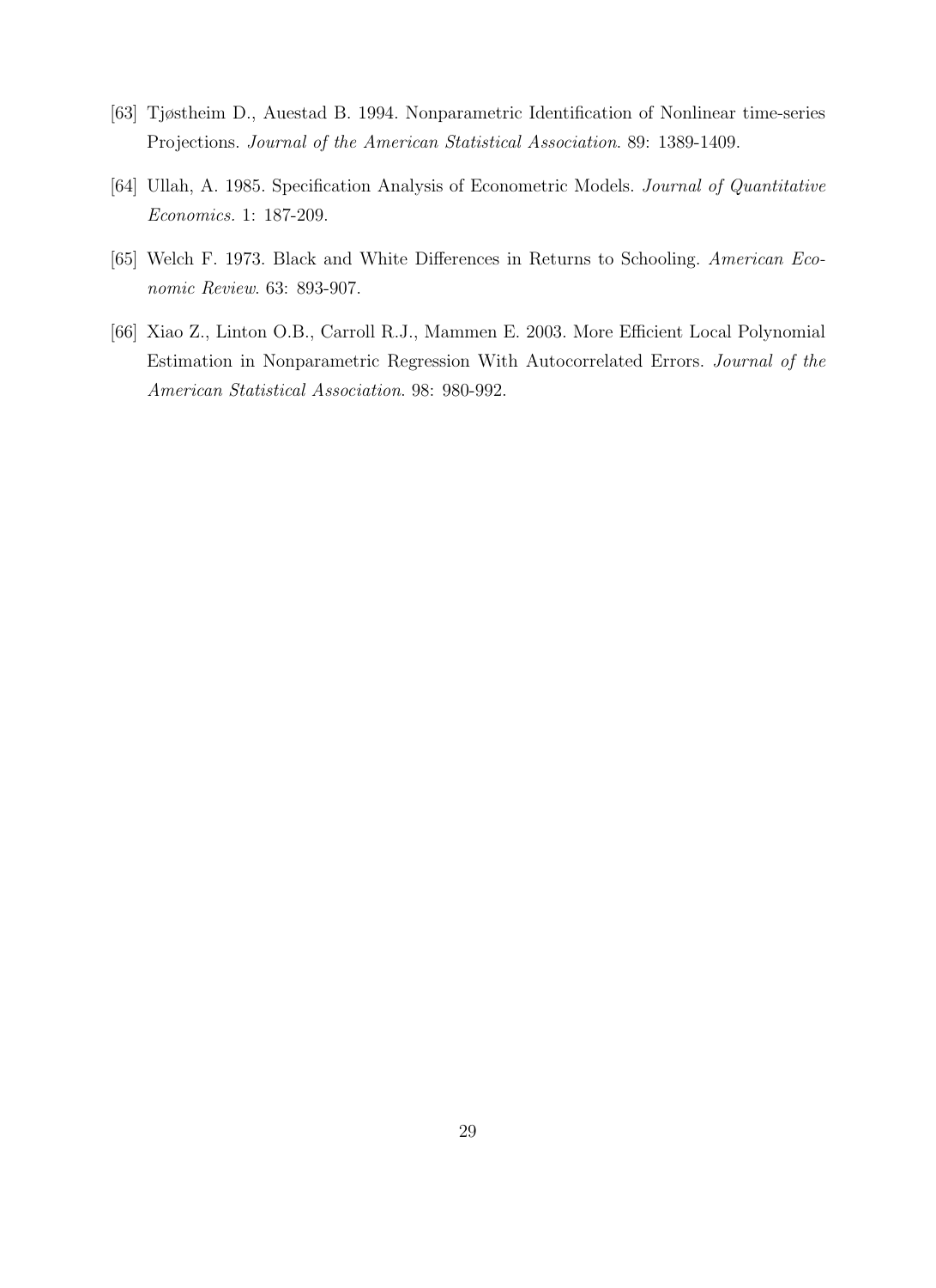[63] Tjøstheim D., Auestad B. 1994. Nonparametric Identification of Nonlinear time-series Projections. *Journal of the American Statistical Association*. 89: 1389-1409.

[64] Ullah, A. 1985. Specification Analysis of Econometric Models. *Journal of Quantitative Economics.* 1: 187-209.

[65] Welch F. 1973. Black and White Differences in Returns to Schooling. *American Economic Review*. 63: 893-907.

[66] Xiao Z., Linton O.B., Carroll R.J., Mammen E. 2003. More Efficient Local Polynomial Estimation in Nonparametric Regression With Autocorrelated Errors. *Journal of the American Statistical Association*. 98: 980-992.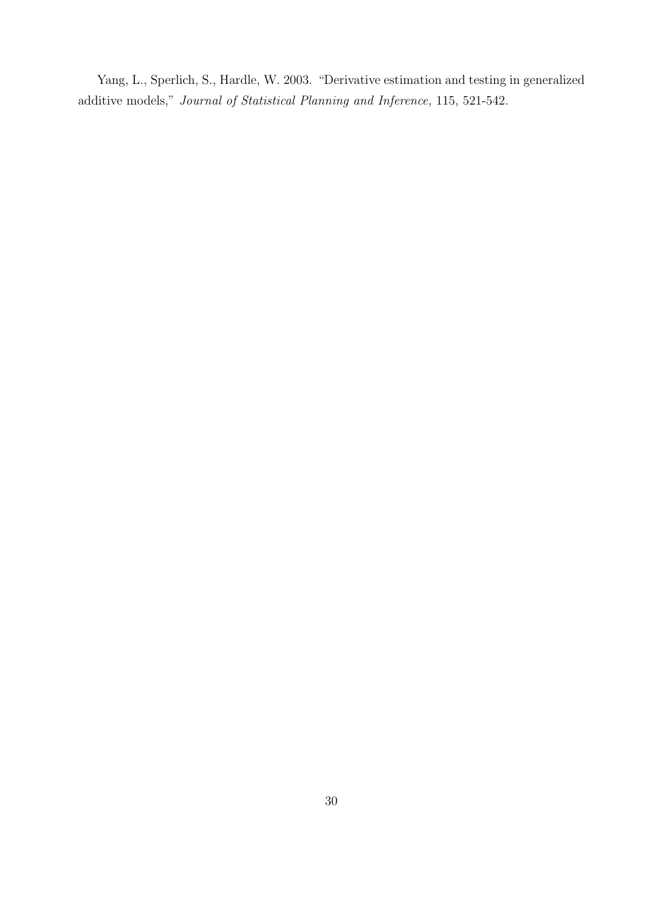Yang, L., Sperlich, S., Hardle, W. 2003. "Derivative estimation and testing in generalized additive models," *Journal of Statistical Planning and Inference,* 115, 521-542.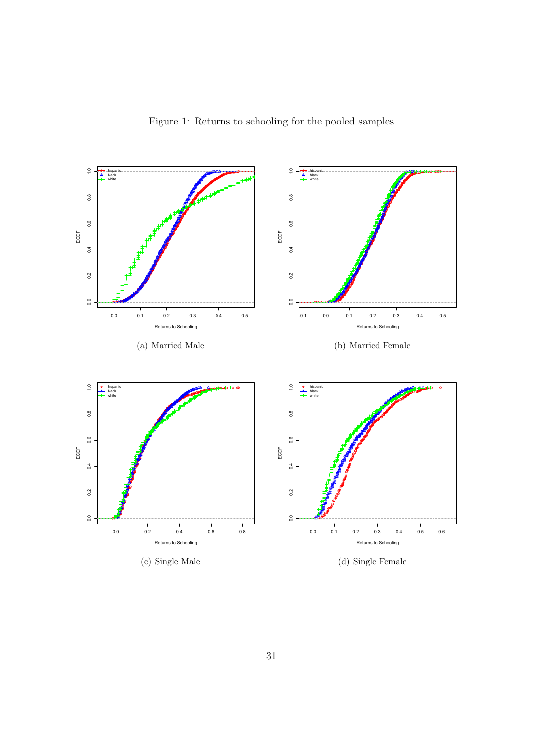Figure 1: Returns to schooling for the pooled samples

(a) Married Male

(b) Married Female

(c) Single Male

(d) Single Female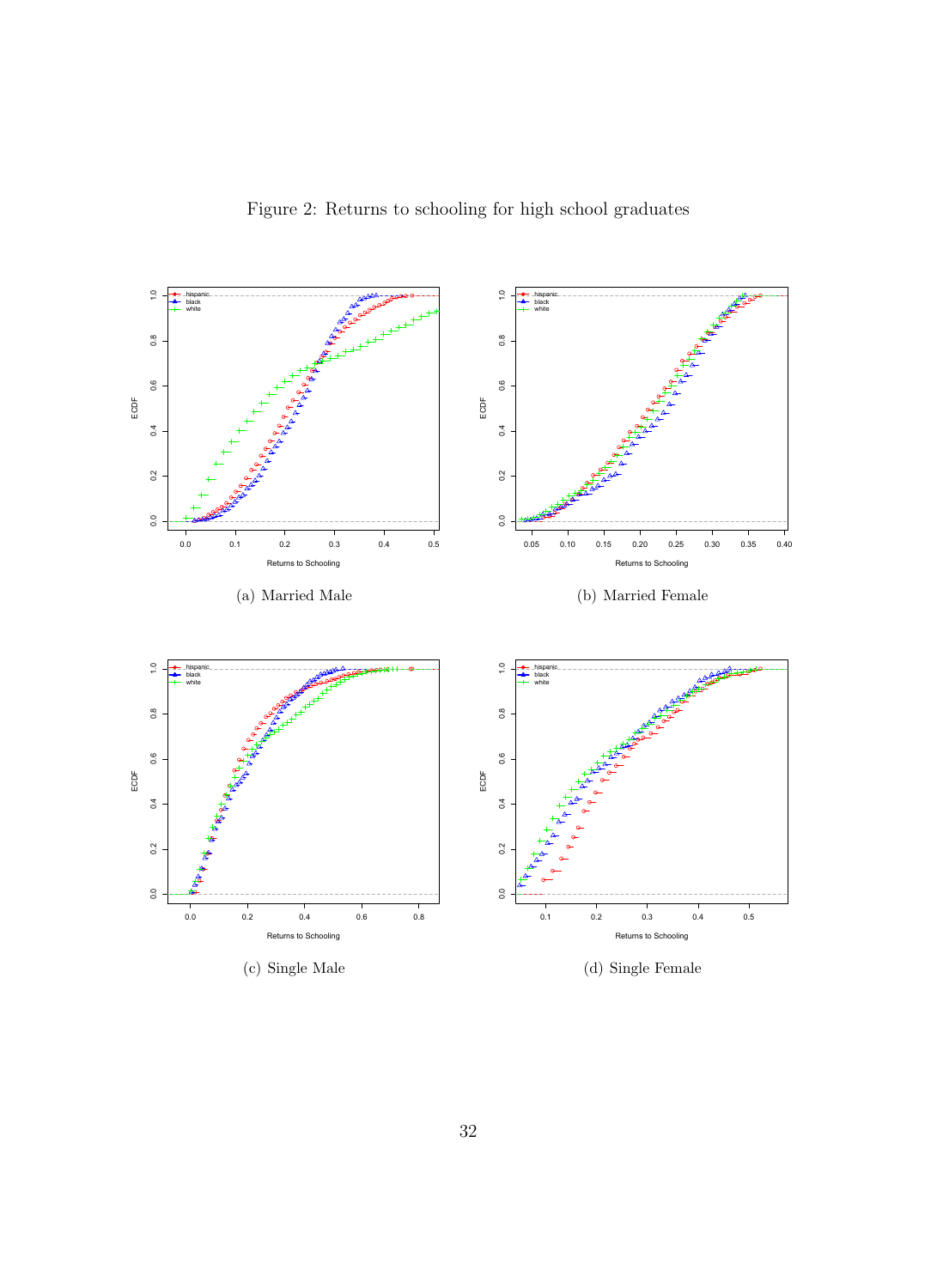Figure 2: Returns to schooling for high school graduates

(a) Married Male

(b) Married Female

(c) Single Male

(d) Single Female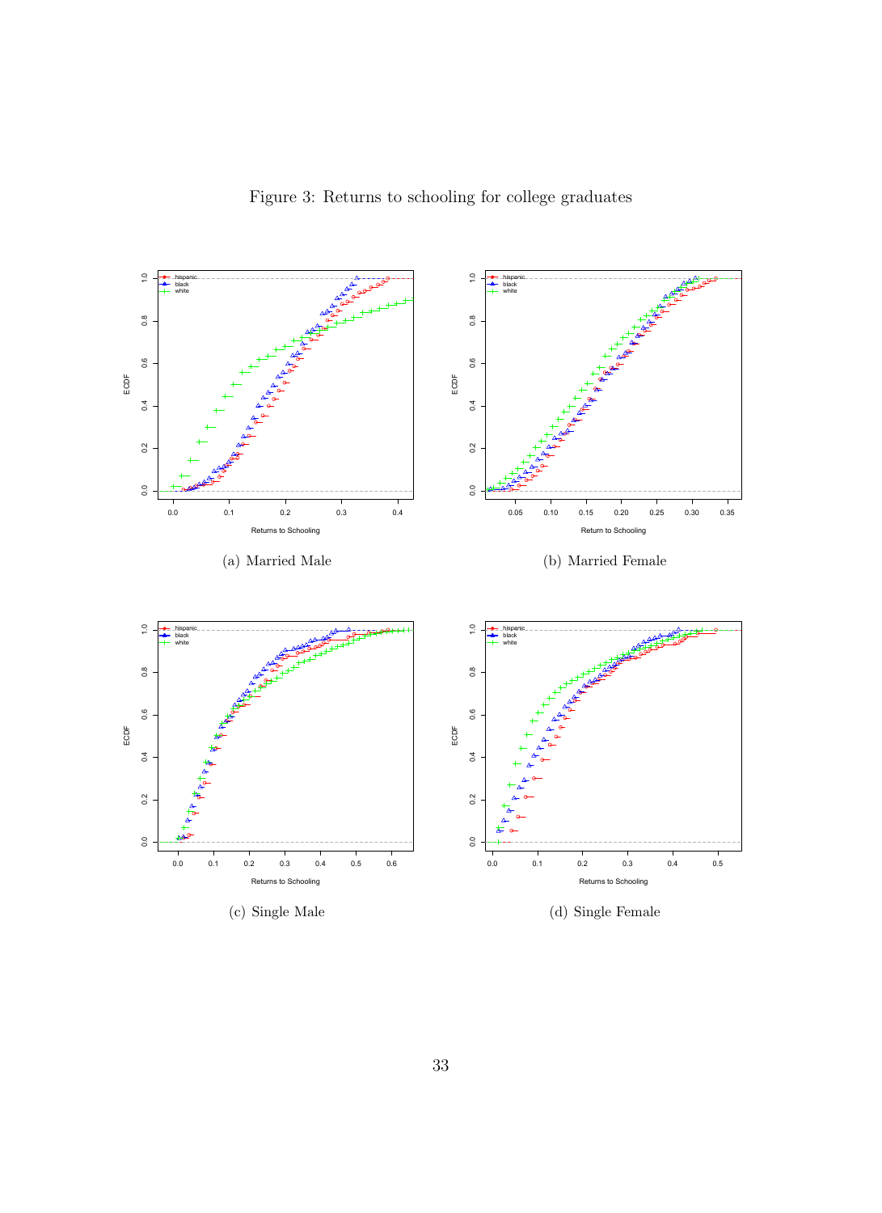Figure 3: Returns to schooling for college graduates

(a) Married Male

(b) Married Female

(c) Single Male

(d) Single Female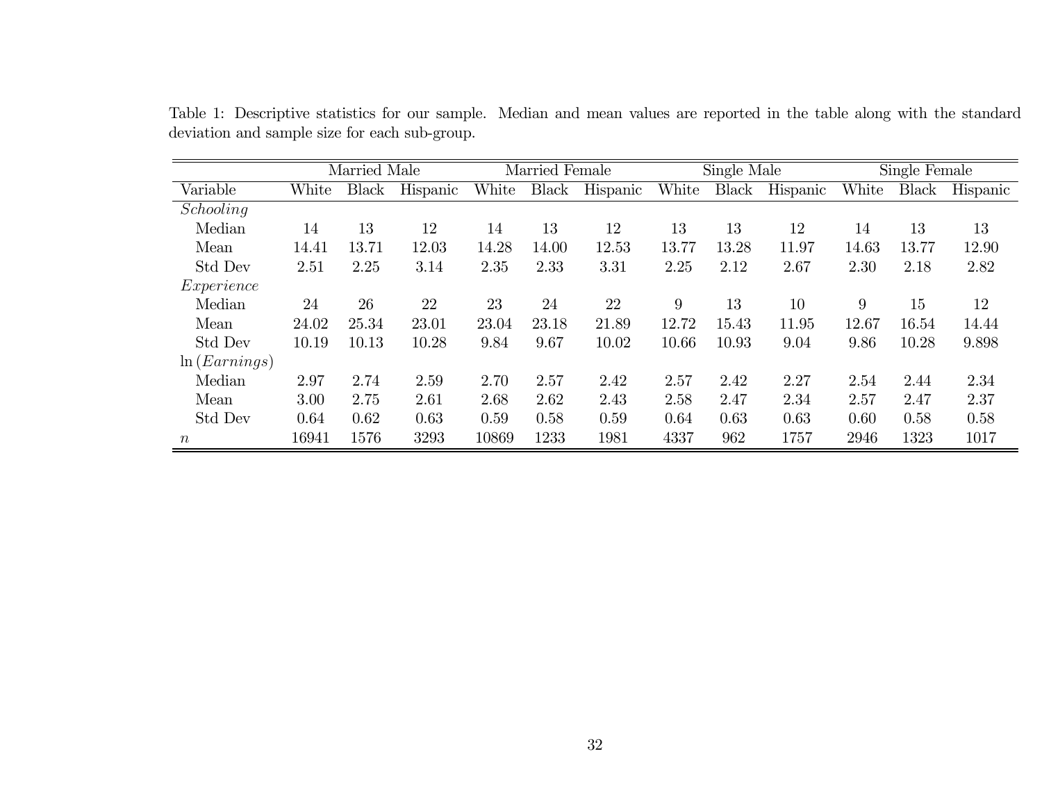Table 1: Descriptive statistics for our sample. Median and mean values are reported in the table along with the standard deviation and sample size for each sub-group.

| | Married Male | | | Married Female | | | Single Male | | | Single Female | | |
|---|---|---|---|---|---|---|---|---|---|---|---|---|
| Variable | White | Black | Hispanic | White | Black | Hispanic | White | Black | Hispanic | White | Black | Hispanic |
| *Schooling* | | | | | | | | | | | | |
| Median | 14 | 13 | 12 | 14 | 13 | 12 | 13 | 13 | 12 | 14 | 13 | 13 |
| Mean | 14.41 | 13.71 | 12.03 | 14.28 | 14.00 | 12.53 | 13.77 | 13.28 | 11.97 | 14.63 | 13.77 | 12.90 |
| Std Dev | 2.51 | 2.25 | 3.14 | 2.35 | 2.33 | 3.31 | 2.25 | 2.12 | 2.67 | 2.30 | 2.18 | 2.82 |
| *Experience* | | | | | | | | | | | | |
| Median | 24 | 26 | 22 | 23 | 24 | 22 | 9 | 13 | 10 | 9 | 15 | 12 |
| Mean | 24.02 | 25.34 | 23.01 | 23.04 | 23.18 | 21.89 | 12.72 | 15.43 | 11.95 | 12.67 | 16.54 | 14.44 |
| Std Dev | 10.19 | 10.13 | 10.28 | 9.84 | 9.67 | 10.02 | 10.66 | 10.93 | 9.04 | 9.86 | 10.28 | 9.898 |
| $\ln(Earnings)$ | | | | | | | | | | | | |
| Median | 2.97 | 2.74 | 2.59 | 2.70 | 2.57 | 2.42 | 2.57 | 2.42 | 2.27 | 2.54 | 2.44 | 2.34 |
| Mean | 3.00 | 2.75 | 2.61 | 2.68 | 2.62 | 2.43 | 2.58 | 2.47 | 2.34 | 2.57 | 2.47 | 2.37 |
| Std Dev | 0.64 | 0.62 | 0.63 | 0.59 | 0.58 | 0.59 | 0.64 | 0.63 | 0.63 | 0.60 | 0.58 | 0.58 |
| $n$ | 16941 | 1576 | 3293 | 10869 | 1233 | 1981 | 4337 | 962 | 1757 | 2946 | 1323 | 1017 |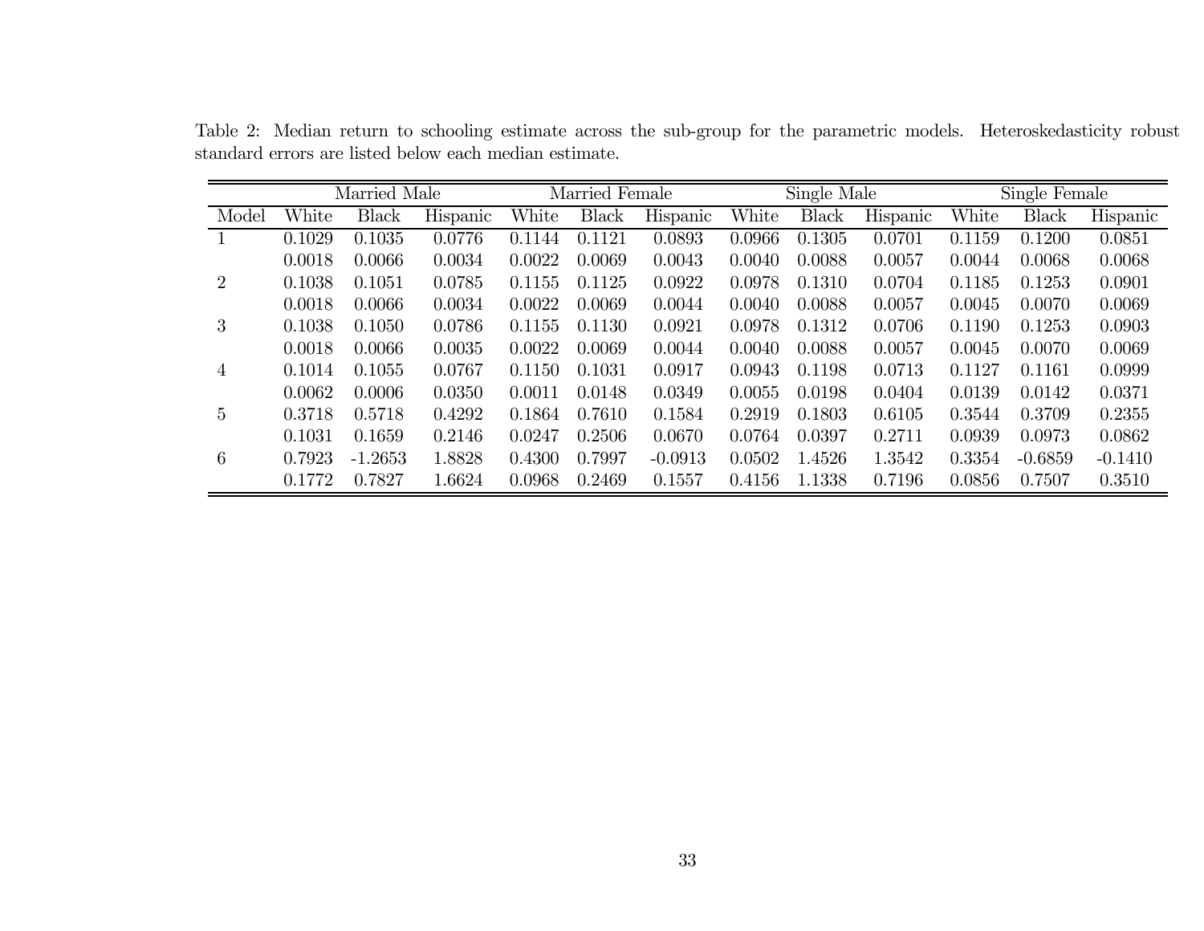Table 2: Median return to schooling estimate across the sub-group for the parametric models. Heteroskedasticity robust standard errors are listed below each median estimate.

| | Married Male | | | Married Female | | | Single Male | | | Single Female | | |
|---|---|---|---|---|---|---|---|---|---|---|---|---|
| Model | White | Black | Hispanic | White | Black | Hispanic | White | Black | Hispanic | White | Black | Hispanic |
| 1 | 0.1029 | 0.1035 | 0.0776 | 0.1144 | 0.1121 | 0.0893 | 0.0966 | 0.1305 | 0.0701 | 0.1159 | 0.1200 | 0.0851 |
| | 0.0018 | 0.0066 | 0.0034 | 0.0022 | 0.0069 | 0.0043 | 0.0040 | 0.0088 | 0.0057 | 0.0044 | 0.0068 | 0.0068 |
| 2 | 0.1038 | 0.1051 | 0.0785 | 0.1155 | 0.1125 | 0.0922 | 0.0978 | 0.1310 | 0.0704 | 0.1185 | 0.1253 | 0.0901 |
| | 0.0018 | 0.0066 | 0.0034 | 0.0022 | 0.0069 | 0.0044 | 0.0040 | 0.0088 | 0.0057 | 0.0045 | 0.0070 | 0.0069 |
| 3 | 0.1038 | 0.1050 | 0.0786 | 0.1155 | 0.1130 | 0.0921 | 0.0978 | 0.1312 | 0.0706 | 0.1190 | 0.1253 | 0.0903 |
| | 0.0018 | 0.0066 | 0.0035 | 0.0022 | 0.0069 | 0.0044 | 0.0040 | 0.0088 | 0.0057 | 0.0045 | 0.0070 | 0.0069 |
| 4 | 0.1014 | 0.1055 | 0.0767 | 0.1150 | 0.1031 | 0.0917 | 0.0943 | 0.1198 | 0.0713 | 0.1127 | 0.1161 | 0.0999 |
| | 0.0062 | 0.0006 | 0.0350 | 0.0011 | 0.0148 | 0.0349 | 0.0055 | 0.0198 | 0.0404 | 0.0139 | 0.0142 | 0.0371 |
| 5 | 0.3718 | 0.5718 | 0.4292 | 0.1864 | 0.7610 | 0.1584 | 0.2919 | 0.1803 | 0.6105 | 0.3544 | 0.3709 | 0.2355 |
| | 0.1031 | 0.1659 | 0.2146 | 0.0247 | 0.2506 | 0.0670 | 0.0764 | 0.0397 | 0.2711 | 0.0939 | 0.0973 | 0.0862 |
| 6 | 0.7923 | -1.2653 | 1.8828 | 0.4300 | 0.7997 | -0.0913 | 0.0502 | 1.4526 | 1.3542 | 0.3354 | -0.6859 | -0.1410 |
| | 0.1772 | 0.7827 | 1.6624 | 0.0968 | 0.2469 | 0.1557 | 0.4156 | 1.1338 | 0.7196 | 0.0856 | 0.7507 | 0.3510 |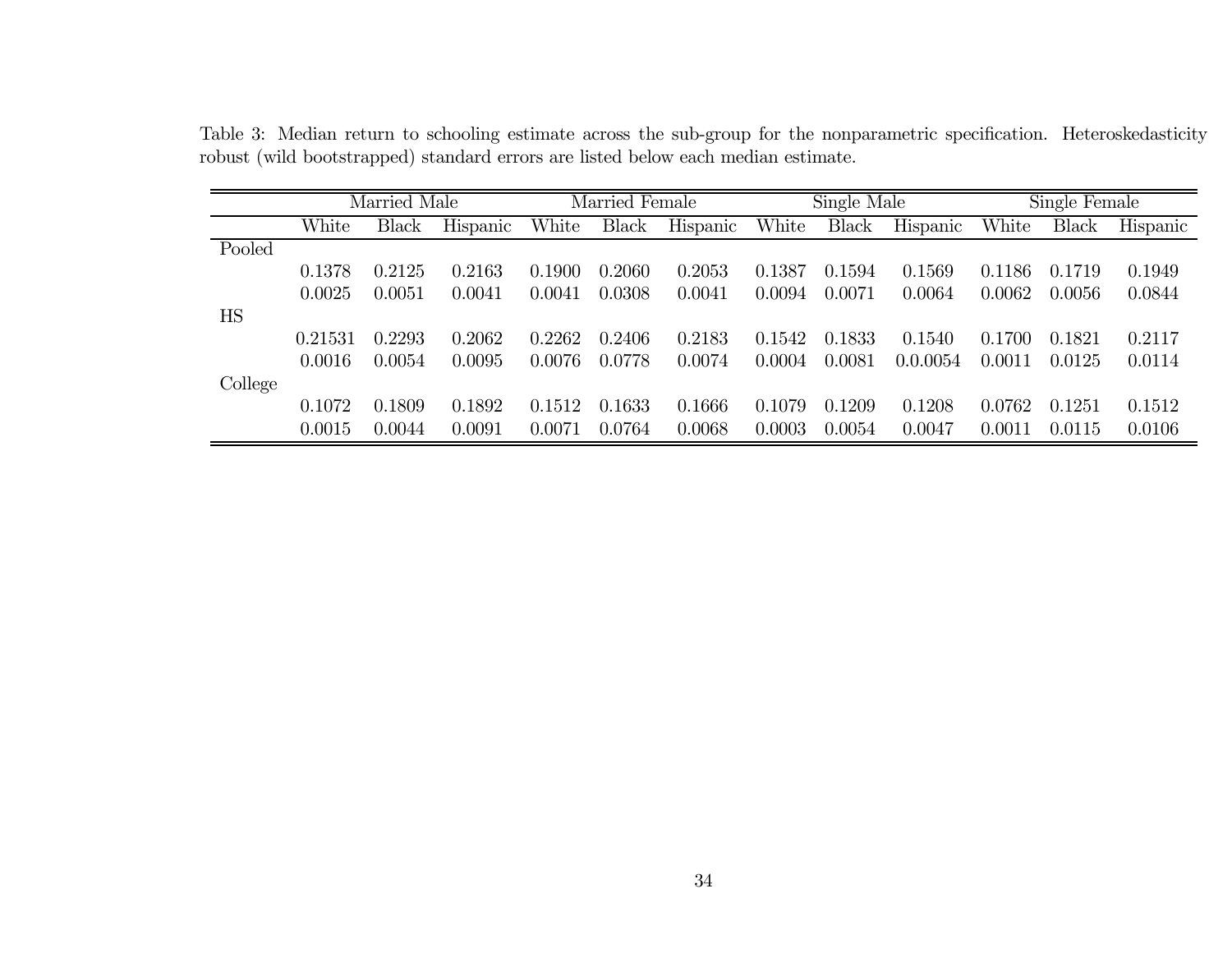Table 3: Median return to schooling estimate across the sub-group for the nonparametric specification. Heteroskedasticity robust (wild bootstrapped) standard errors are listed below each median estimate.

| | Married Male | | | Married Female | | | Single Male | | | Single Female | | |
|---|---|---|---|---|---|---|---|---|---|---|---|---|
| | White | Black | Hispanic | White | Black | Hispanic | White | Black | Hispanic | White | Black | Hispanic |
| Pooled | | | | | | | | | | | | |
| | 0.1378 | 0.2125 | 0.2163 | 0.1900 | 0.2060 | 0.2053 | 0.1387 | 0.1594 | 0.1569 | 0.1186 | 0.1719 | 0.1949 |
| | 0.0025 | 0.0051 | 0.0041 | 0.0041 | 0.0308 | 0.0041 | 0.0094 | 0.0071 | 0.0064 | 0.0062 | 0.0056 | 0.0844 |
| HS | | | | | | | | | | | | |
| | 0.21531 | 0.2293 | 0.2062 | 0.2262 | 0.2406 | 0.2183 | 0.1542 | 0.1833 | 0.1540 | 0.1700 | 0.1821 | 0.2117 |
| | 0.0016 | 0.0054 | 0.0095 | 0.0076 | 0.0778 | 0.0074 | 0.0004 | 0.0081 | 0.0.0054 | 0.0011 | 0.0125 | 0.0114 |
| College | | | | | | | | | | | | |
| | 0.1072 | 0.1809 | 0.1892 | 0.1512 | 0.1633 | 0.1666 | 0.1079 | 0.1209 | 0.1208 | 0.0762 | 0.1251 | 0.1512 |
| | 0.0015 | 0.0044 | 0.0091 | 0.0071 | 0.0764 | 0.0068 | 0.0003 | 0.0054 | 0.0047 | 0.0011 | 0.0115 | 0.0106 |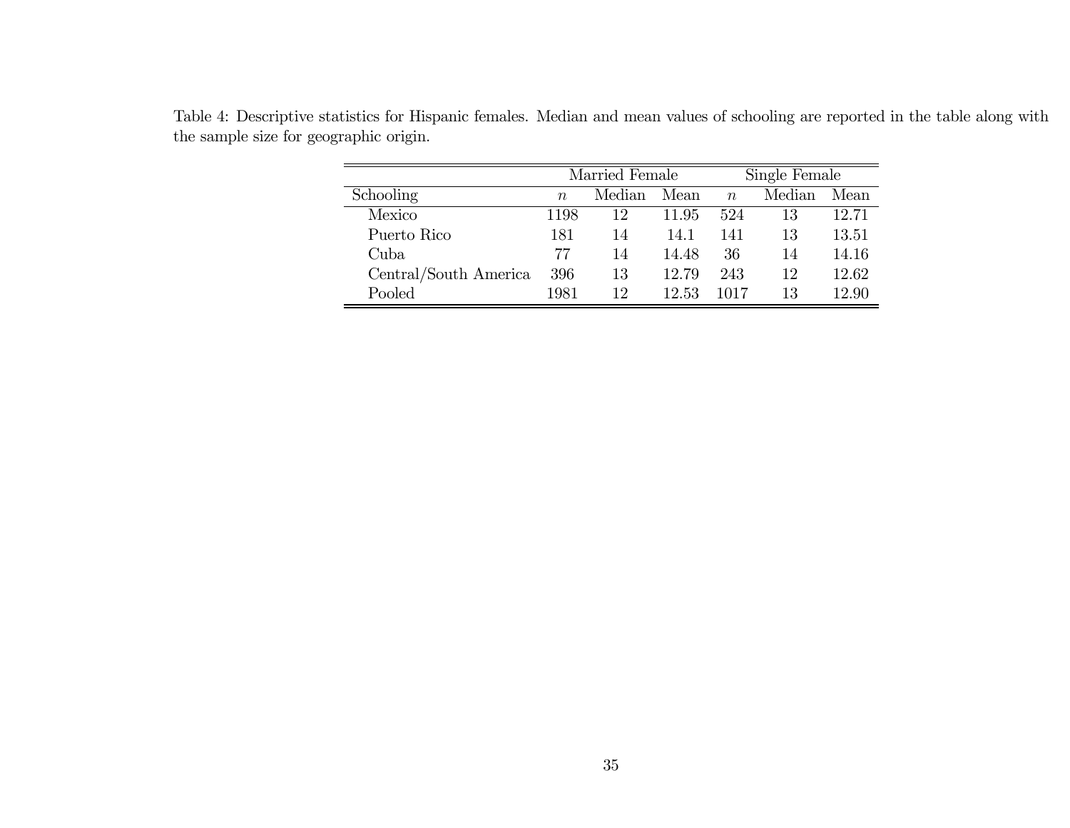Table 4: Descriptive statistics for Hispanic females. Median and mean values of schooling are reported in the table along with the sample size for geographic origin.

| | Married Female | | | Single Female | | |
|---|---|---|---|---|---|---|
| Schooling | $n$ | Median | Mean | $n$ | Median | Mean |
| Mexico | 1198 | 12 | 11.95 | 524 | 13 | 12.71 |
| Puerto Rico | 181 | 14 | 14.1 | 141 | 13 | 13.51 |
| Cuba | 77 | 14 | 14.48 | 36 | 14 | 14.16 |
| Central/South America | 396 | 13 | 12.79 | 243 | 12 | 12.62 |
| Pooled | 1981 | 12 | 12.53 | 1017 | 13 | 12.90 |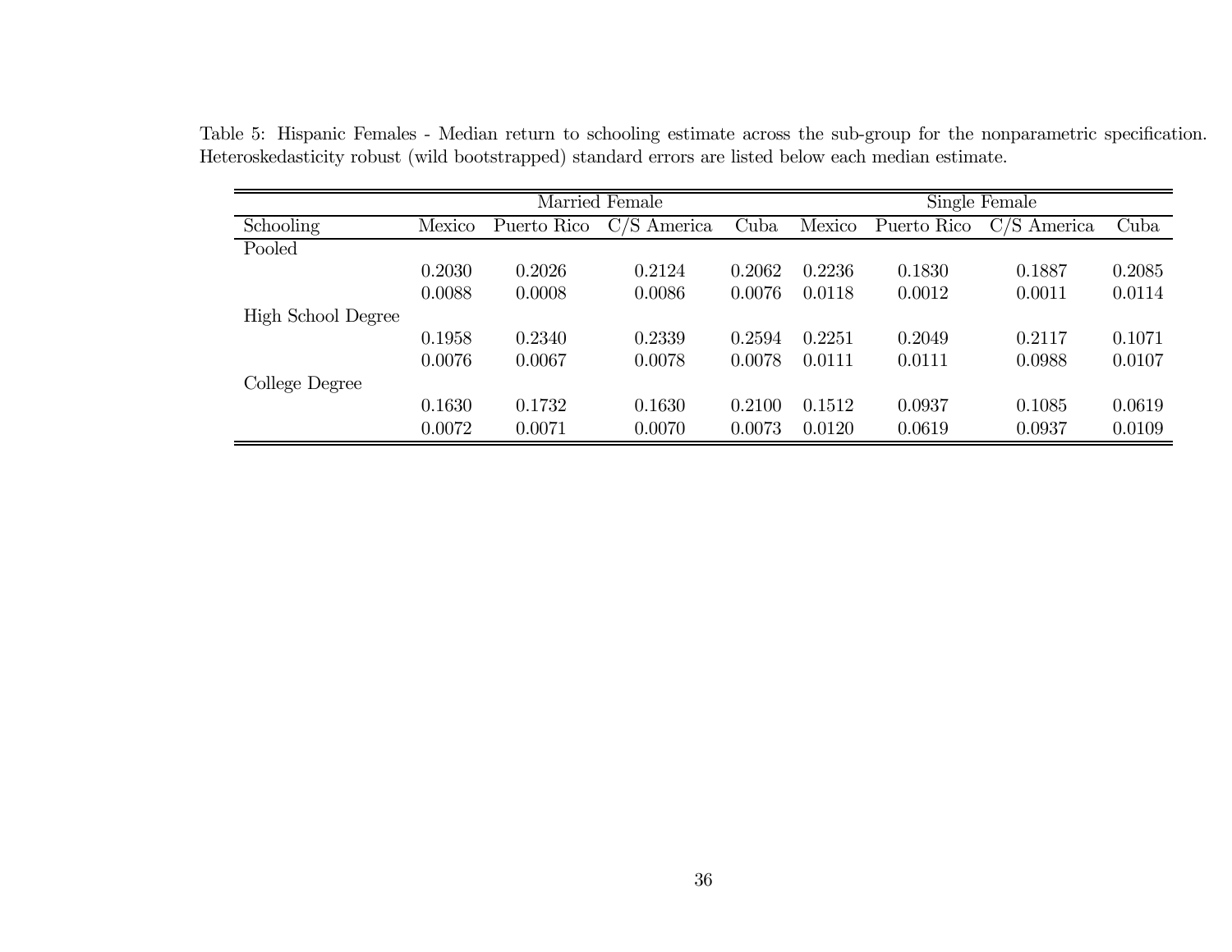Table 5: Hispanic Females - Median return to schooling estimate across the sub-group for the nonparametric specification. Heteroskedasticity robust (wild bootstrapped) standard errors are listed below each median estimate.

| | Married Female | | | | Single Female | | | |
|---|---|---|---|---|---|---|---|---|
| Schooling | Mexico | Puerto Rico | C/S America | Cuba | Mexico | Puerto Rico | C/S America | Cuba |
| Pooled | | | | | | | | |
| | 0.2030 | 0.2026 | 0.2124 | 0.2062 | 0.2236 | 0.1830 | 0.1887 | 0.2085 |
| | 0.0088 | 0.0008 | 0.0086 | 0.0076 | 0.0118 | 0.0012 | 0.0011 | 0.0114 |
| High School Degree | | | | | | | | |
| | 0.1958 | 0.2340 | 0.2339 | 0.2594 | 0.2251 | 0.2049 | 0.2117 | 0.1071 |
| | 0.0076 | 0.0067 | 0.0078 | 0.0078 | 0.0111 | 0.0111 | 0.0988 | 0.0107 |
| College Degree | | | | | | | | |
| | 0.1630 | 0.1732 | 0.1630 | 0.2100 | 0.1512 | 0.0937 | 0.1085 | 0.0619 |
| | 0.0072 | 0.0071 | 0.0070 | 0.0073 | 0.0120 | 0.0619 | 0.0937 | 0.0109 |